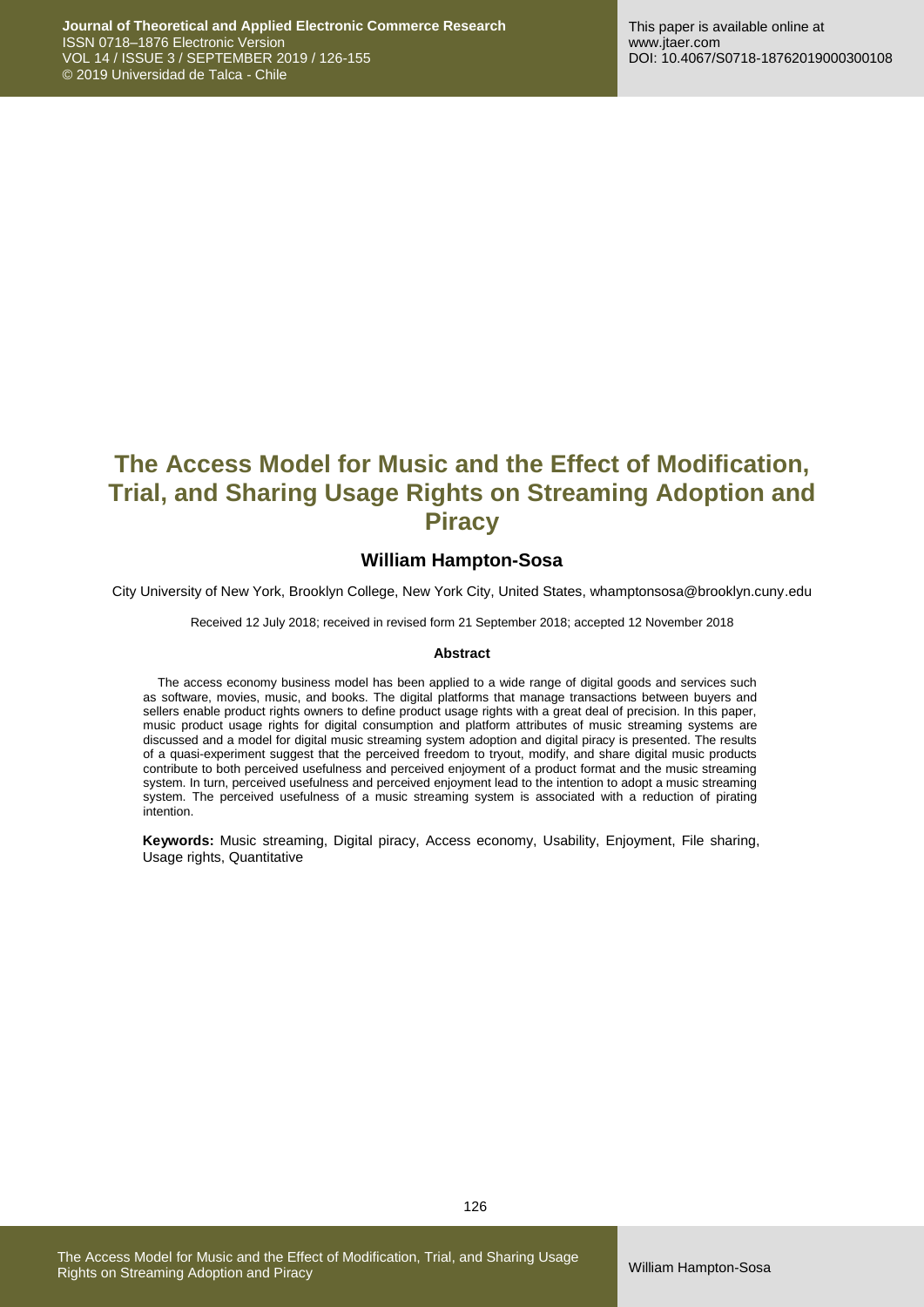# The Access Model for Music and the Effect of Modification, Trial, and Sharing Usage Rights on Streaming Adoption and Piracy

## William Hampton-Sosa

City University of New York, Brooklyn College, New York City, United States, whamptonsosa@brooklyn.cuny.edu

Received 12 July 2018; received in revised form 21 September 2018; accepted 12 November 2018

### Abstract

The access economy business model has been applied to a wide range of digital goods and services such as software, movies, music, and books. The digital platforms that manage transactions between buyers and sellers enable product rights owners to define product usage rights with a great deal of precision. In this paper, music product usage rights for digital consumption and platform attributes of music streaming systems are discussed and a model for digital music streaming system adoption and digital piracy is presented. The results of a quasi-experiment suggest that the perceived freedom to tryout, modify, and share digital music products contribute to both perceived usefulness and perceived enjoyment of a product format and the music streaming system. In turn, perceived usefulness and perceived enjoyment lead to the intention to adopt a music streaming system. The perceived usefulness of a music streaming system is associated with a reduction of pirating intention.

**Keywords:** Music streaming, Digital piracy, Access economy, Usability, Enjoyment, File sharing, Usage rights, Quantitative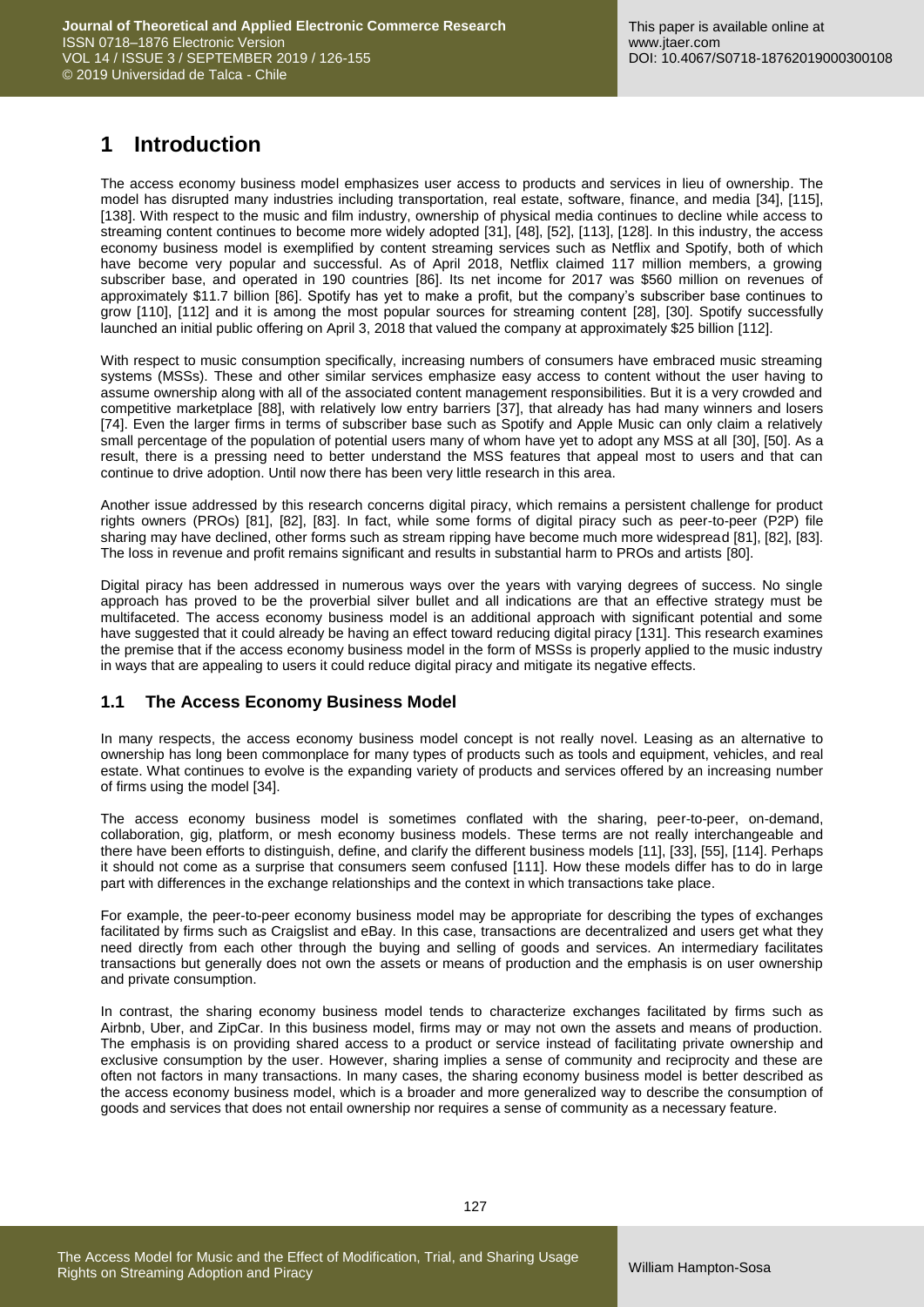# 1 Introduction

The access economy business model emphasizes user access to products and services in lieu of ownership. The model has disrupted many industries including transportation, real estate, software, finance, and media [34], [115], [138]. With respect to the music and film industry, ownership of physical media continues to decline while access to streaming content continues to become more widely adopted [31], [48], [52], [113], [128]. In this industry, the access economy business model is exemplified by content streaming services such as Netflix and Spotify, both of which have become very popular and successful. As of April 2018, Netflix claimed 117 million members, a growing subscriber base, and operated in 190 countries [86]. Its net income for 2017 was $560 million on revenues of approximately $11.7 billion [86]. Spotify has yet to make a profit, but the company's subscriber base continues to grow [110], [112] and it is among the most popular sources for streaming content [28], [30]. Spotify successfully launched an initial public offering on April 3, 2018 that valued the company at approximately $25 billion [112].

With respect to music consumption specifically, increasing numbers of consumers have embraced music streaming systems (MSSs). These and other similar services emphasize easy access to content without the user having to assume ownership along with all of the associated content management responsibilities. But it is a very crowded and competitive marketplace [88], with relatively low entry barriers [37], that already has had many winners and losers [74]. Even the larger firms in terms of subscriber base such as Spotify and Apple Music can only claim a relatively small percentage of the population of potential users many of whom have yet to adopt any MSS at all [30], [50]. As a result, there is a pressing need to better understand the MSS features that appeal most to users and that can continue to drive adoption. Until now there has been very little research in this area.

Another issue addressed by this research concerns digital piracy, which remains a persistent challenge for product rights owners (PROs) [81], [82], [83]. In fact, while some forms of digital piracy such as peer-to-peer (P2P) file sharing may have declined, other forms such as stream ripping have become much more widespread [81], [82], [83]. The loss in revenue and profit remains significant and results in substantial harm to PROs and artists [80].

Digital piracy has been addressed in numerous ways over the years with varying degrees of success. No single approach has proved to be the proverbial silver bullet and all indications are that an effective strategy must be multifaceted. The access economy business model is an additional approach with significant potential and some have suggested that it could already be having an effect toward reducing digital piracy [131]. This research examines the premise that if the access economy business model in the form of MSSs is properly applied to the music industry in ways that are appealing to users it could reduce digital piracy and mitigate its negative effects.

## 1.1 The Access Economy Business Model

In many respects, the access economy business model concept is not really novel. Leasing as an alternative to ownership has long been commonplace for many types of products such as tools and equipment, vehicles, and real estate. What continues to evolve is the expanding variety of products and services offered by an increasing number of firms using the model [34].

The access economy business model is sometimes conflated with the sharing, peer-to-peer, on-demand, collaboration, gig, platform, or mesh economy business models. These terms are not really interchangeable and there have been efforts to distinguish, define, and clarify the different business models [11], [33], [55], [114]. Perhaps it should not come as a surprise that consumers seem confused [111]. How these models differ has to do in large part with differences in the exchange relationships and the context in which transactions take place.

For example, the peer-to-peer economy business model may be appropriate for describing the types of exchanges facilitated by firms such as Craigslist and eBay. In this case, transactions are decentralized and users get what they need directly from each other through the buying and selling of goods and services. An intermediary facilitates transactions but generally does not own the assets or means of production and the emphasis is on user ownership and private consumption.

In contrast, the sharing economy business model tends to characterize exchanges facilitated by firms such as Airbnb, Uber, and ZipCar. In this business model, firms may or may not own the assets and means of production. The emphasis is on providing shared access to a product or service instead of facilitating private ownership and exclusive consumption by the user. However, sharing implies a sense of community and reciprocity and these are often not factors in many transactions. In many cases, the sharing economy business model is better described as the access economy business model, which is a broader and more generalized way to describe the consumption of goods and services that does not entail ownership nor requires a sense of community as a necessary feature.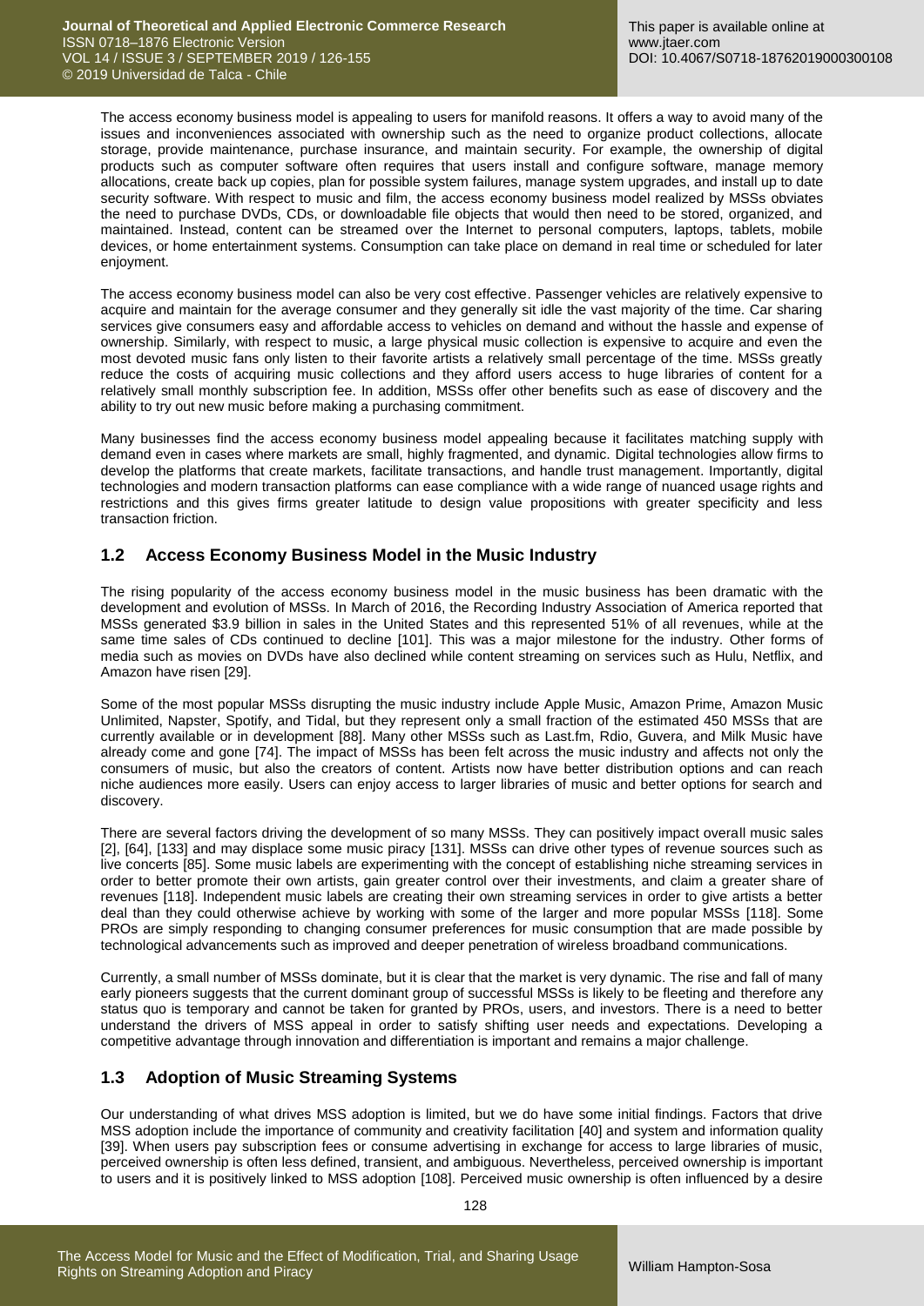The access economy business model is appealing to users for manifold reasons. It offers a way to avoid many of the issues and inconveniences associated with ownership such as the need to organize product collections, allocate storage, provide maintenance, purchase insurance, and maintain security. For example, the ownership of digital products such as computer software often requires that users install and configure software, manage memory allocations, create back up copies, plan for possible system failures, manage system upgrades, and install up to date security software. With respect to music and film, the access economy business model realized by MSSs obviates the need to purchase DVDs, CDs, or downloadable file objects that would then need to be stored, organized, and maintained. Instead, content can be streamed over the Internet to personal computers, laptops, tablets, mobile devices, or home entertainment systems. Consumption can take place on demand in real time or scheduled for later enjoyment.

The access economy business model can also be very cost effective. Passenger vehicles are relatively expensive to acquire and maintain for the average consumer and they generally sit idle the vast majority of the time. Car sharing services give consumers easy and affordable access to vehicles on demand and without the hassle and expense of ownership. Similarly, with respect to music, a large physical music collection is expensive to acquire and even the most devoted music fans only listen to their favorite artists a relatively small percentage of the time. MSSs greatly reduce the costs of acquiring music collections and they afford users access to huge libraries of content for a relatively small monthly subscription fee. In addition, MSSs offer other benefits such as ease of discovery and the ability to try out new music before making a purchasing commitment.

Many businesses find the access economy business model appealing because it facilitates matching supply with demand even in cases where markets are small, highly fragmented, and dynamic. Digital technologies allow firms to develop the platforms that create markets, facilitate transactions, and handle trust management. Importantly, digital technologies and modern transaction platforms can ease compliance with a wide range of nuanced usage rights and restrictions and this gives firms greater latitude to design value propositions with greater specificity and less transaction friction.

## 1.2 Access Economy Business Model in the Music Industry

The rising popularity of the access economy business model in the music business has been dramatic with the development and evolution of MSSs. In March of 2016, the Recording Industry Association of America reported that MSSs generated $3.9 billion in sales in the United States and this represented 51% of all revenues, while at the same time sales of CDs continued to decline [101]. This was a major milestone for the industry. Other forms of media such as movies on DVDs have also declined while content streaming on services such as Hulu, Netflix, and Amazon have risen [29].

Some of the most popular MSSs disrupting the music industry include Apple Music, Amazon Prime, Amazon Music Unlimited, Napster, Spotify, and Tidal, but they represent only a small fraction of the estimated 450 MSSs that are currently available or in development [88]. Many other MSSs such as Last.fm, Rdio, Guvera, and Milk Music have already come and gone [74]. The impact of MSSs has been felt across the music industry and affects not only the consumers of music, but also the creators of content. Artists now have better distribution options and can reach niche audiences more easily. Users can enjoy access to larger libraries of music and better options for search and discovery.

There are several factors driving the development of so many MSSs. They can positively impact overall music sales [2], [64], [133] and may displace some music piracy [131]. MSSs can drive other types of revenue sources such as live concerts [85]. Some music labels are experimenting with the concept of establishing niche streaming services in order to better promote their own artists, gain greater control over their investments, and claim a greater share of revenues [118]. Independent music labels are creating their own streaming services in order to give artists a better deal than they could otherwise achieve by working with some of the larger and more popular MSSs [118]. Some PROs are simply responding to changing consumer preferences for music consumption that are made possible by technological advancements such as improved and deeper penetration of wireless broadband communications.

Currently, a small number of MSSs dominate, but it is clear that the market is very dynamic. The rise and fall of many early pioneers suggests that the current dominant group of successful MSSs is likely to be fleeting and therefore any status quo is temporary and cannot be taken for granted by PROs, users, and investors. There is a need to better understand the drivers of MSS appeal in order to satisfy shifting user needs and expectations. Developing a competitive advantage through innovation and differentiation is important and remains a major challenge.

## 1.3 Adoption of Music Streaming Systems

Our understanding of what drives MSS adoption is limited, but we do have some initial findings. Factors that drive MSS adoption include the importance of community and creativity facilitation [40] and system and information quality [39]. When users pay subscription fees or consume advertising in exchange for access to large libraries of music, perceived ownership is often less defined, transient, and ambiguous. Nevertheless, perceived ownership is important to users and it is positively linked to MSS adoption [108]. Perceived music ownership is often influenced by a desire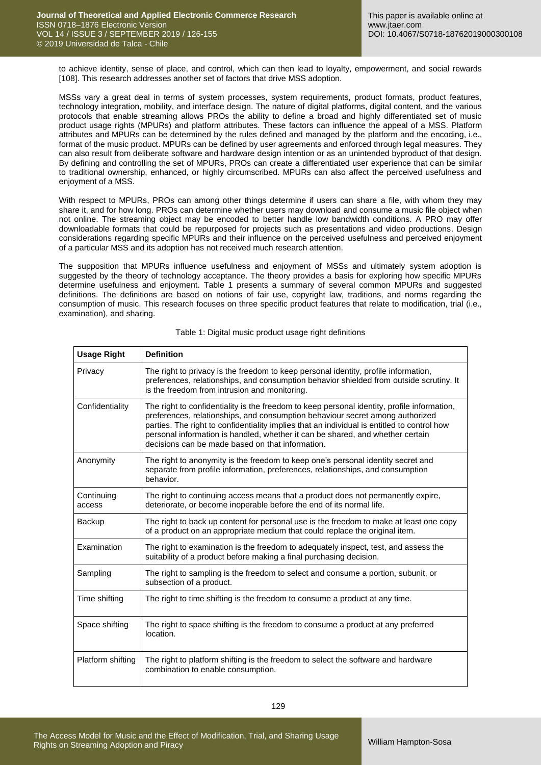to achieve identity, sense of place, and control, which can then lead to loyalty, empowerment, and social rewards [108]. This research addresses another set of factors that drive MSS adoption.

MSSs vary a great deal in terms of system processes, system requirements, product formats, product features, technology integration, mobility, and interface design. The nature of digital platforms, digital content, and the various protocols that enable streaming allows PROs the ability to define a broad and highly differentiated set of music product usage rights (MPURs) and platform attributes. These factors can influence the appeal of a MSS. Platform attributes and MPURs can be determined by the rules defined and managed by the platform and the encoding, i.e., format of the music product. MPURs can be defined by user agreements and enforced through legal measures. They can also result from deliberate software and hardware design intention or as an unintended byproduct of that design. By defining and controlling the set of MPURs, PROs can create a differentiated user experience that can be similar to traditional ownership, enhanced, or highly circumscribed. MPURs can also affect the perceived usefulness and enjoyment of a MSS.

With respect to MPURs, PROs can among other things determine if users can share a file, with whom they may share it, and for how long. PROs can determine whether users may download and consume a music file object when not online. The streaming object may be encoded to better handle low bandwidth conditions. A PRO may offer downloadable formats that could be repurposed for projects such as presentations and video productions. Design considerations regarding specific MPURs and their influence on the perceived usefulness and perceived enjoyment of a particular MSS and its adoption has not received much research attention.

The supposition that MPURs influence usefulness and enjoyment of MSSs and ultimately system adoption is suggested by the theory of technology acceptance. The theory provides a basis for exploring how specific MPURs determine usefulness and enjoyment. Table 1 presents a summary of several common MPURs and suggested definitions. The definitions are based on notions of fair use, copyright law, traditions, and norms regarding the consumption of music. This research focuses on three specific product features that relate to modification, trial (i.e., examination), and sharing.

Table 1: Digital music product usage right definitions

| Usage Right | Definition |
|---|---|
| Privacy | The right to privacy is the freedom to keep personal identity, profile information, preferences, relationships, and consumption behavior shielded from outside scrutiny. It is the freedom from intrusion and monitoring. |
| Confidentiality | The right to confidentiality is the freedom to keep personal identity, profile information, preferences, relationships, and consumption behaviour secret among authorized parties. The right to confidentiality implies that an individual is entitled to control how personal information is handled, whether it can be shared, and whether certain decisions can be made based on that information. |
| Anonymity | The right to anonymity is the freedom to keep one's personal identity secret and separate from profile information, preferences, relationships, and consumption behavior. |
| Continuing access | The right to continuing access means that a product does not permanently expire, deteriorate, or become inoperable before the end of its normal life. |
| Backup | The right to back up content for personal use is the freedom to make at least one copy of a product on an appropriate medium that could replace the original item. |
| Examination | The right to examination is the freedom to adequately inspect, test, and assess the suitability of a product before making a final purchasing decision. |
| Sampling | The right to sampling is the freedom to select and consume a portion, subunit, or subsection of a product. |
| Time shifting | The right to time shifting is the freedom to consume a product at any time. |
| Space shifting | The right to space shifting is the freedom to consume a product at any preferred location. |
| Platform shifting | The right to platform shifting is the freedom to select the software and hardware combination to enable consumption. |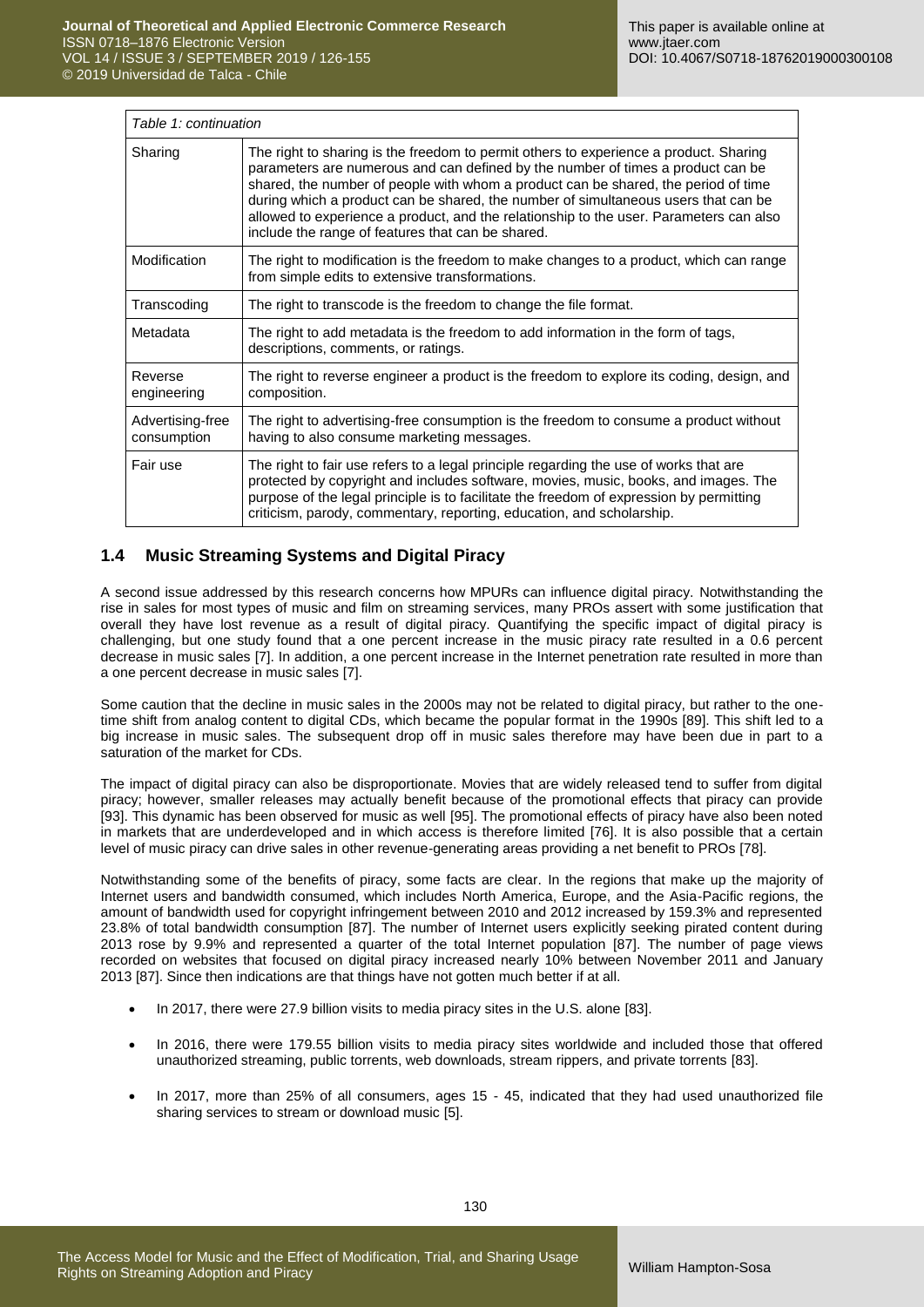| Table 1: continuation | |
|---|---|
| Sharing | The right to sharing is the freedom to permit others to experience a product. Sharing parameters are numerous and can defined by the number of times a product can be shared, the number of people with whom a product can be shared, the period of time during which a product can be shared, the number of simultaneous users that can be allowed to experience a product, and the relationship to the user. Parameters can also include the range of features that can be shared. |
| Modification | The right to modification is the freedom to make changes to a product, which can range from simple edits to extensive transformations. |
| Transcoding | The right to transcode is the freedom to change the file format. |
| Metadata | The right to add metadata is the freedom to add information in the form of tags, descriptions, comments, or ratings. |
| Reverse engineering | The right to reverse engineer a product is the freedom to explore its coding, design, and composition. |
| Advertising-free consumption | The right to advertising-free consumption is the freedom to consume a product without having to also consume marketing messages. |
| Fair use | The right to fair use refers to a legal principle regarding the use of works that are protected by copyright and includes software, movies, music, books, and images. The purpose of the legal principle is to facilitate the freedom of expression by permitting criticism, parody, commentary, reporting, education, and scholarship. |

## 1.4 Music Streaming Systems and Digital Piracy

A second issue addressed by this research concerns how MPURs can influence digital piracy. Notwithstanding the rise in sales for most types of music and film on streaming services, many PROs assert with some justification that overall they have lost revenue as a result of digital piracy. Quantifying the specific impact of digital piracy is challenging, but one study found that a one percent increase in the music piracy rate resulted in a 0.6 percent decrease in music sales [7]. In addition, a one percent increase in the Internet penetration rate resulted in more than a one percent decrease in music sales [7].

Some caution that the decline in music sales in the 2000s may not be related to digital piracy, but rather to the one-time shift from analog content to digital CDs, which became the popular format in the 1990s [89]. This shift led to a big increase in music sales. The subsequent drop off in music sales therefore may have been due in part to a saturation of the market for CDs.

The impact of digital piracy can also be disproportionate. Movies that are widely released tend to suffer from digital piracy; however, smaller releases may actually benefit because of the promotional effects that piracy can provide [93]. This dynamic has been observed for music as well [95]. The promotional effects of piracy have also been noted in markets that are underdeveloped and in which access is therefore limited [76]. It is also possible that a certain level of music piracy can drive sales in other revenue-generating areas providing a net benefit to PROs [78].

Notwithstanding some of the benefits of piracy, some facts are clear. In the regions that make up the majority of Internet users and bandwidth consumed, which includes North America, Europe, and the Asia-Pacific regions, the amount of bandwidth used for copyright infringement between 2010 and 2012 increased by 159.3% and represented 23.8% of total bandwidth consumption [87]. The number of Internet users explicitly seeking pirated content during 2013 rose by 9.9% and represented a quarter of the total Internet population [87]. The number of page views recorded on websites that focused on digital piracy increased nearly 10% between November 2011 and January 2013 [87]. Since then indications are that things have not gotten much better if at all.

- In 2017, there were 27.9 billion visits to media piracy sites in the U.S. alone [83].
- In 2016, there were 179.55 billion visits to media piracy sites worldwide and included those that offered unauthorized streaming, public torrents, web downloads, stream rippers, and private torrents [83].
- In 2017, more than 25% of all consumers, ages 15 - 45, indicated that they had used unauthorized file sharing services to stream or download music [5].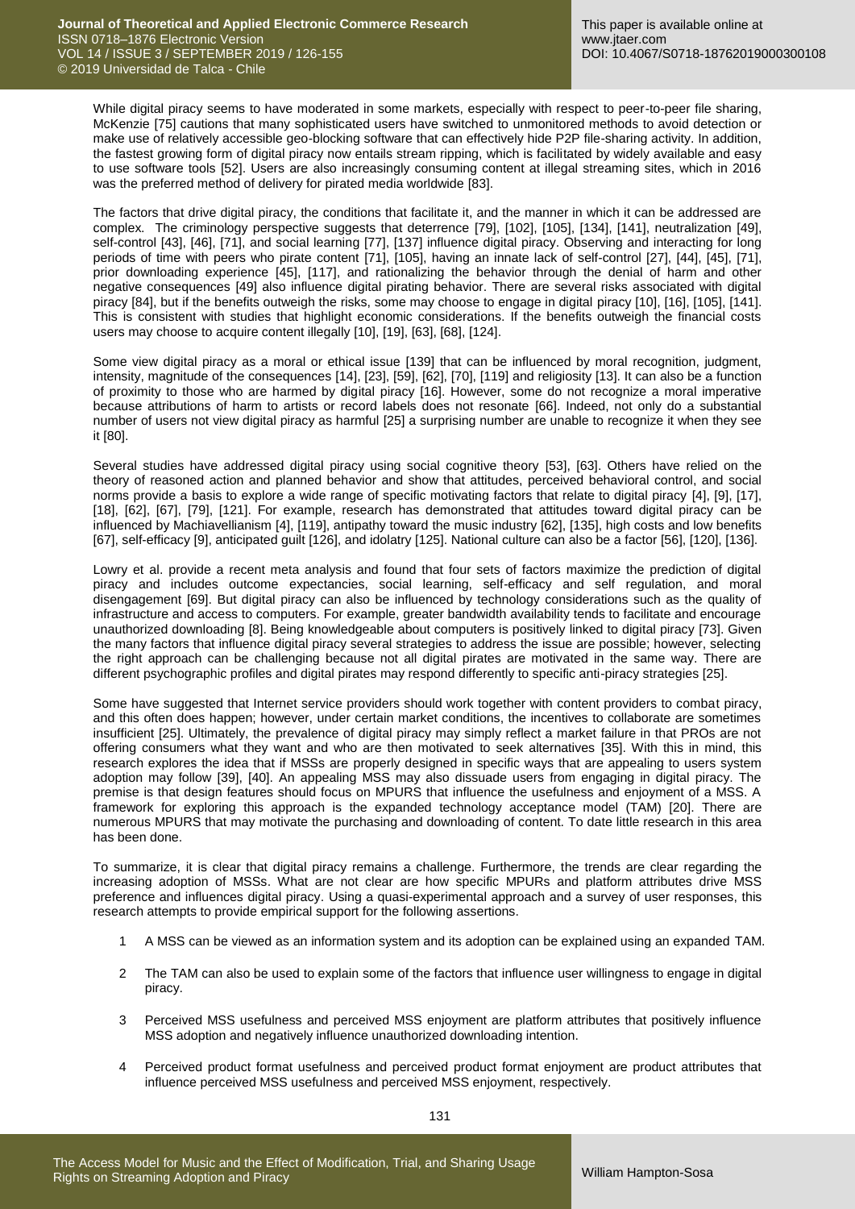While digital piracy seems to have moderated in some markets, especially with respect to peer-to-peer file sharing, McKenzie [75] cautions that many sophisticated users have switched to unmonitored methods to avoid detection or make use of relatively accessible geo-blocking software that can effectively hide P2P file-sharing activity. In addition, the fastest growing form of digital piracy now entails stream ripping, which is facilitated by widely available and easy to use software tools [52]. Users are also increasingly consuming content at illegal streaming sites, which in 2016 was the preferred method of delivery for pirated media worldwide [83].

The factors that drive digital piracy, the conditions that facilitate it, and the manner in which it can be addressed are complex. The criminology perspective suggests that deterrence [79], [102], [105], [134], [141], neutralization [49], self-control [43], [46], [71], and social learning [77], [137] influence digital piracy. Observing and interacting for long periods of time with peers who pirate content [71], [105], having an innate lack of self-control [27], [44], [45], [71], prior downloading experience [45], [117], and rationalizing the behavior through the denial of harm and other negative consequences [49] also influence digital pirating behavior. There are several risks associated with digital piracy [84], but if the benefits outweigh the risks, some may choose to engage in digital piracy [10], [16], [105], [141]. This is consistent with studies that highlight economic considerations. If the benefits outweigh the financial costs users may choose to acquire content illegally [10], [19], [63], [68], [124].

Some view digital piracy as a moral or ethical issue [139] that can be influenced by moral recognition, judgment, intensity, magnitude of the consequences [14], [23], [59], [62], [70], [119] and religiosity [13]. It can also be a function of proximity to those who are harmed by digital piracy [16]. However, some do not recognize a moral imperative because attributions of harm to artists or record labels does not resonate [66]. Indeed, not only do a substantial number of users not view digital piracy as harmful [25] a surprising number are unable to recognize it when they see it [80].

Several studies have addressed digital piracy using social cognitive theory [53], [63]. Others have relied on the theory of reasoned action and planned behavior and show that attitudes, perceived behavioral control, and social norms provide a basis to explore a wide range of specific motivating factors that relate to digital piracy [4], [9], [17], [18], [62], [67], [79], [121]. For example, research has demonstrated that attitudes toward digital piracy can be influenced by Machiavellianism [4], [119], antipathy toward the music industry [62], [135], high costs and low benefits [67], self-efficacy [9], anticipated guilt [126], and idolatry [125]. National culture can also be a factor [56], [120], [136].

Lowry et al. provide a recent meta analysis and found that four sets of factors maximize the prediction of digital piracy and includes outcome expectancies, social learning, self-efficacy and self regulation, and moral disengagement [69]. But digital piracy can also be influenced by technology considerations such as the quality of infrastructure and access to computers. For example, greater bandwidth availability tends to facilitate and encourage unauthorized downloading [8]. Being knowledgeable about computers is positively linked to digital piracy [73]. Given the many factors that influence digital piracy several strategies to address the issue are possible; however, selecting the right approach can be challenging because not all digital pirates are motivated in the same way. There are different psychographic profiles and digital pirates may respond differently to specific anti-piracy strategies [25].

Some have suggested that Internet service providers should work together with content providers to combat piracy, and this often does happen; however, under certain market conditions, the incentives to collaborate are sometimes insufficient [25]. Ultimately, the prevalence of digital piracy may simply reflect a market failure in that PROs are not offering consumers what they want and who are then motivated to seek alternatives [35]. With this in mind, this research explores the idea that if MSSs are properly designed in specific ways that are appealing to users system adoption may follow [39], [40]. An appealing MSS may also dissuade users from engaging in digital piracy. The premise is that design features should focus on MPURS that influence the usefulness and enjoyment of a MSS. A framework for exploring this approach is the expanded technology acceptance model (TAM) [20]. There are numerous MPURS that may motivate the purchasing and downloading of content. To date little research in this area has been done.

To summarize, it is clear that digital piracy remains a challenge. Furthermore, the trends are clear regarding the increasing adoption of MSSs. What are not clear are how specific MPURs and platform attributes drive MSS preference and influences digital piracy. Using a quasi-experimental approach and a survey of user responses, this research attempts to provide empirical support for the following assertions.

1. A MSS can be viewed as an information system and its adoption can be explained using an expanded TAM.
2. The TAM can also be used to explain some of the factors that influence user willingness to engage in digital piracy.
3. Perceived MSS usefulness and perceived MSS enjoyment are platform attributes that positively influence MSS adoption and negatively influence unauthorized downloading intention.
4. Perceived product format usefulness and perceived product format enjoyment are product attributes that influence perceived MSS usefulness and perceived MSS enjoyment, respectively.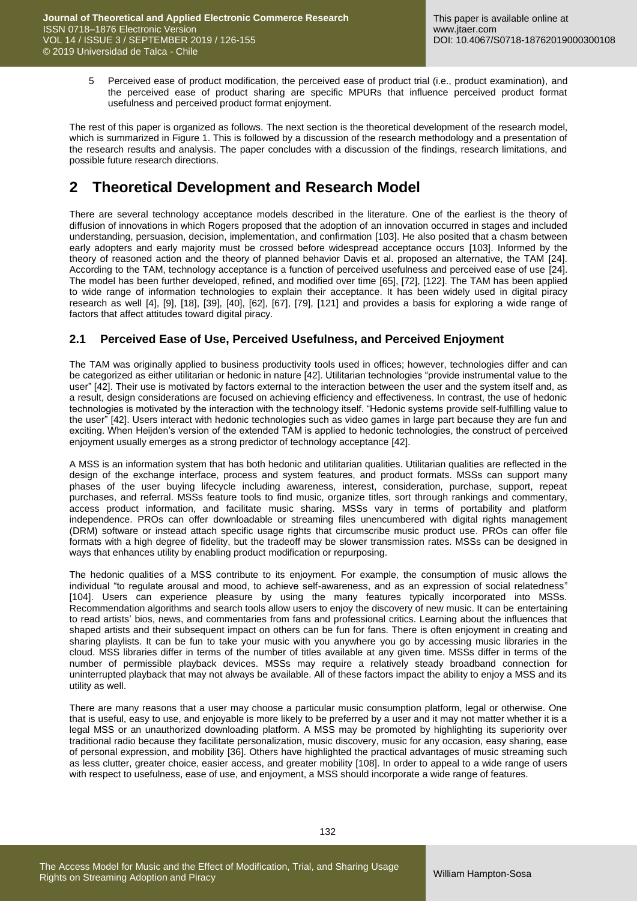5 Perceived ease of product modification, the perceived ease of product trial (i.e., product examination), and the perceived ease of product sharing are specific MPURs that influence perceived product format usefulness and perceived product format enjoyment.

The rest of this paper is organized as follows. The next section is the theoretical development of the research model, which is summarized in Figure 1. This is followed by a discussion of the research methodology and a presentation of the research results and analysis. The paper concludes with a discussion of the findings, research limitations, and possible future research directions.

# 2 Theoretical Development and Research Model

There are several technology acceptance models described in the literature. One of the earliest is the theory of diffusion of innovations in which Rogers proposed that the adoption of an innovation occurred in stages and included understanding, persuasion, decision, implementation, and confirmation [103]. He also posited that a chasm between early adopters and early majority must be crossed before widespread acceptance occurs [103]. Informed by the theory of reasoned action and the theory of planned behavior Davis et al. proposed an alternative, the TAM [24]. According to the TAM, technology acceptance is a function of perceived usefulness and perceived ease of use [24]. The model has been further developed, refined, and modified over time [65], [72], [122]. The TAM has been applied to wide range of information technologies to explain their acceptance. It has been widely used in digital piracy research as well [4], [9], [18], [39], [40], [62], [67], [79], [121] and provides a basis for exploring a wide range of factors that affect attitudes toward digital piracy.

## 2.1 Perceived Ease of Use, Perceived Usefulness, and Perceived Enjoyment

The TAM was originally applied to business productivity tools used in offices; however, technologies differ and can be categorized as either utilitarian or hedonic in nature [42]. Utilitarian technologies "provide instrumental value to the user" [42]. Their use is motivated by factors external to the interaction between the user and the system itself and, as a result, design considerations are focused on achieving efficiency and effectiveness. In contrast, the use of hedonic technologies is motivated by the interaction with the technology itself. "Hedonic systems provide self-fulfilling value to the user" [42]. Users interact with hedonic technologies such as video games in large part because they are fun and exciting. When Heijden's version of the extended TAM is applied to hedonic technologies, the construct of perceived enjoyment usually emerges as a strong predictor of technology acceptance [42].

A MSS is an information system that has both hedonic and utilitarian qualities. Utilitarian qualities are reflected in the design of the exchange interface, process and system features, and product formats. MSSs can support many phases of the user buying lifecycle including awareness, interest, consideration, purchase, support, repeat purchases, and referral. MSSs feature tools to find music, organize titles, sort through rankings and commentary, access product information, and facilitate music sharing. MSSs vary in terms of portability and platform independence. PROs can offer downloadable or streaming files unencumbered with digital rights management (DRM) software or instead attach specific usage rights that circumscribe music product use. PROs can offer file formats with a high degree of fidelity, but the tradeoff may be slower transmission rates. MSSs can be designed in ways that enhances utility by enabling product modification or repurposing.

The hedonic qualities of a MSS contribute to its enjoyment. For example, the consumption of music allows the individual "to regulate arousal and mood, to achieve self-awareness, and as an expression of social relatedness" [104]. Users can experience pleasure by using the many features typically incorporated into MSSs. Recommendation algorithms and search tools allow users to enjoy the discovery of new music. It can be entertaining to read artists' bios, news, and commentaries from fans and professional critics. Learning about the influences that shaped artists and their subsequent impact on others can be fun for fans. There is often enjoyment in creating and sharing playlists. It can be fun to take your music with you anywhere you go by accessing music libraries in the cloud. MSS libraries differ in terms of the number of titles available at any given time. MSSs differ in terms of the number of permissible playback devices. MSSs may require a relatively steady broadband connection for uninterrupted playback that may not always be available. All of these factors impact the ability to enjoy a MSS and its utility as well.

There are many reasons that a user may choose a particular music consumption platform, legal or otherwise. One that is useful, easy to use, and enjoyable is more likely to be preferred by a user and it may not matter whether it is a legal MSS or an unauthorized downloading platform. A MSS may be promoted by highlighting its superiority over traditional radio because they facilitate personalization, music discovery, music for any occasion, easy sharing, ease of personal expression, and mobility [36]. Others have highlighted the practical advantages of music streaming such as less clutter, greater choice, easier access, and greater mobility [108]. In order to appeal to a wide range of users with respect to usefulness, ease of use, and enjoyment, a MSS should incorporate a wide range of features.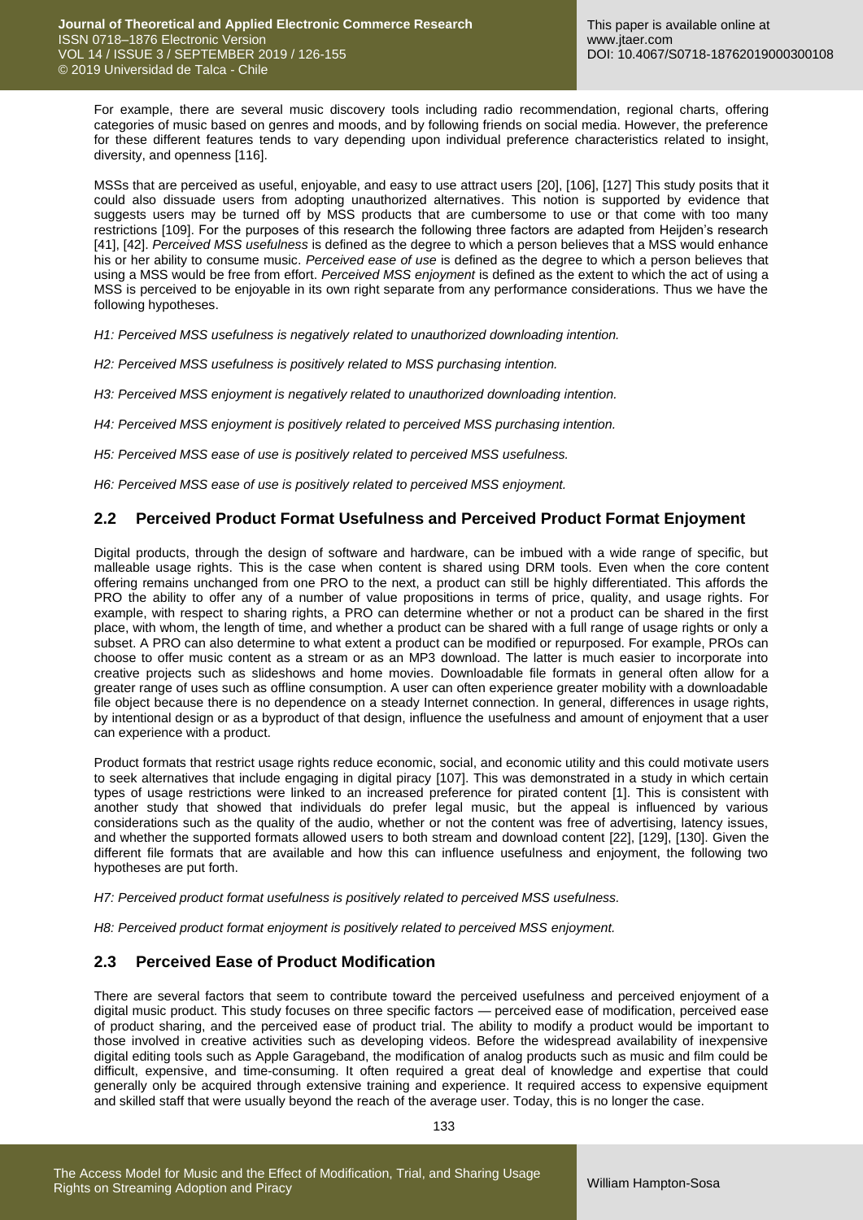For example, there are several music discovery tools including radio recommendation, regional charts, offering categories of music based on genres and moods, and by following friends on social media. However, the preference for these different features tends to vary depending upon individual preference characteristics related to insight, diversity, and openness [116].

MSSs that are perceived as useful, enjoyable, and easy to use attract users [20], [106], [127] This study posits that it could also dissuade users from adopting unauthorized alternatives. This notion is supported by evidence that suggests users may be turned off by MSS products that are cumbersome to use or that come with too many restrictions [109]. For the purposes of this research the following three factors are adapted from Heijden's research [41], [42]. *Perceived MSS usefulness* is defined as the degree to which a person believes that a MSS would enhance his or her ability to consume music. *Perceived ease of use* is defined as the degree to which a person believes that using a MSS would be free from effort. *Perceived MSS enjoyment* is defined as the extent to which the act of using a MSS is perceived to be enjoyable in its own right separate from any performance considerations. Thus we have the following hypotheses.

*H1: Perceived MSS usefulness is negatively related to unauthorized downloading intention.*

*H2: Perceived MSS usefulness is positively related to MSS purchasing intention.*

*H3: Perceived MSS enjoyment is negatively related to unauthorized downloading intention.*

*H4: Perceived MSS enjoyment is positively related to perceived MSS purchasing intention.*

*H5: Perceived MSS ease of use is positively related to perceived MSS usefulness.*

*H6: Perceived MSS ease of use is positively related to perceived MSS enjoyment.*

## 2.2 Perceived Product Format Usefulness and Perceived Product Format Enjoyment

Digital products, through the design of software and hardware, can be imbued with a wide range of specific, but malleable usage rights. This is the case when content is shared using DRM tools. Even when the core content offering remains unchanged from one PRO to the next, a product can still be highly differentiated. This affords the PRO the ability to offer any of a number of value propositions in terms of price, quality, and usage rights. For example, with respect to sharing rights, a PRO can determine whether or not a product can be shared in the first place, with whom, the length of time, and whether a product can be shared with a full range of usage rights or only a subset. A PRO can also determine to what extent a product can be modified or repurposed. For example, PROs can choose to offer music content as a stream or as an MP3 download. The latter is much easier to incorporate into creative projects such as slideshows and home movies. Downloadable file formats in general often allow for a greater range of uses such as offline consumption. A user can often experience greater mobility with a downloadable file object because there is no dependence on a steady Internet connection. In general, differences in usage rights, by intentional design or as a byproduct of that design, influence the usefulness and amount of enjoyment that a user can experience with a product.

Product formats that restrict usage rights reduce economic, social, and economic utility and this could motivate users to seek alternatives that include engaging in digital piracy [107]. This was demonstrated in a study in which certain types of usage restrictions were linked to an increased preference for pirated content [1]. This is consistent with another study that showed that individuals do prefer legal music, but the appeal is influenced by various considerations such as the quality of the audio, whether or not the content was free of advertising, latency issues, and whether the supported formats allowed users to both stream and download content [22], [129], [130]. Given the different file formats that are available and how this can influence usefulness and enjoyment, the following two hypotheses are put forth.

*H7: Perceived product format usefulness is positively related to perceived MSS usefulness.*

*H8: Perceived product format enjoyment is positively related to perceived MSS enjoyment.*

## 2.3 Perceived Ease of Product Modification

There are several factors that seem to contribute toward the perceived usefulness and perceived enjoyment of a digital music product. This study focuses on three specific factors — perceived ease of modification, perceived ease of product sharing, and the perceived ease of product trial. The ability to modify a product would be important to those involved in creative activities such as developing videos. Before the widespread availability of inexpensive digital editing tools such as Apple Garageband, the modification of analog products such as music and film could be difficult, expensive, and time-consuming. It often required a great deal of knowledge and expertise that could generally only be acquired through extensive training and experience. It required access to expensive equipment and skilled staff that were usually beyond the reach of the average user. Today, this is no longer the case.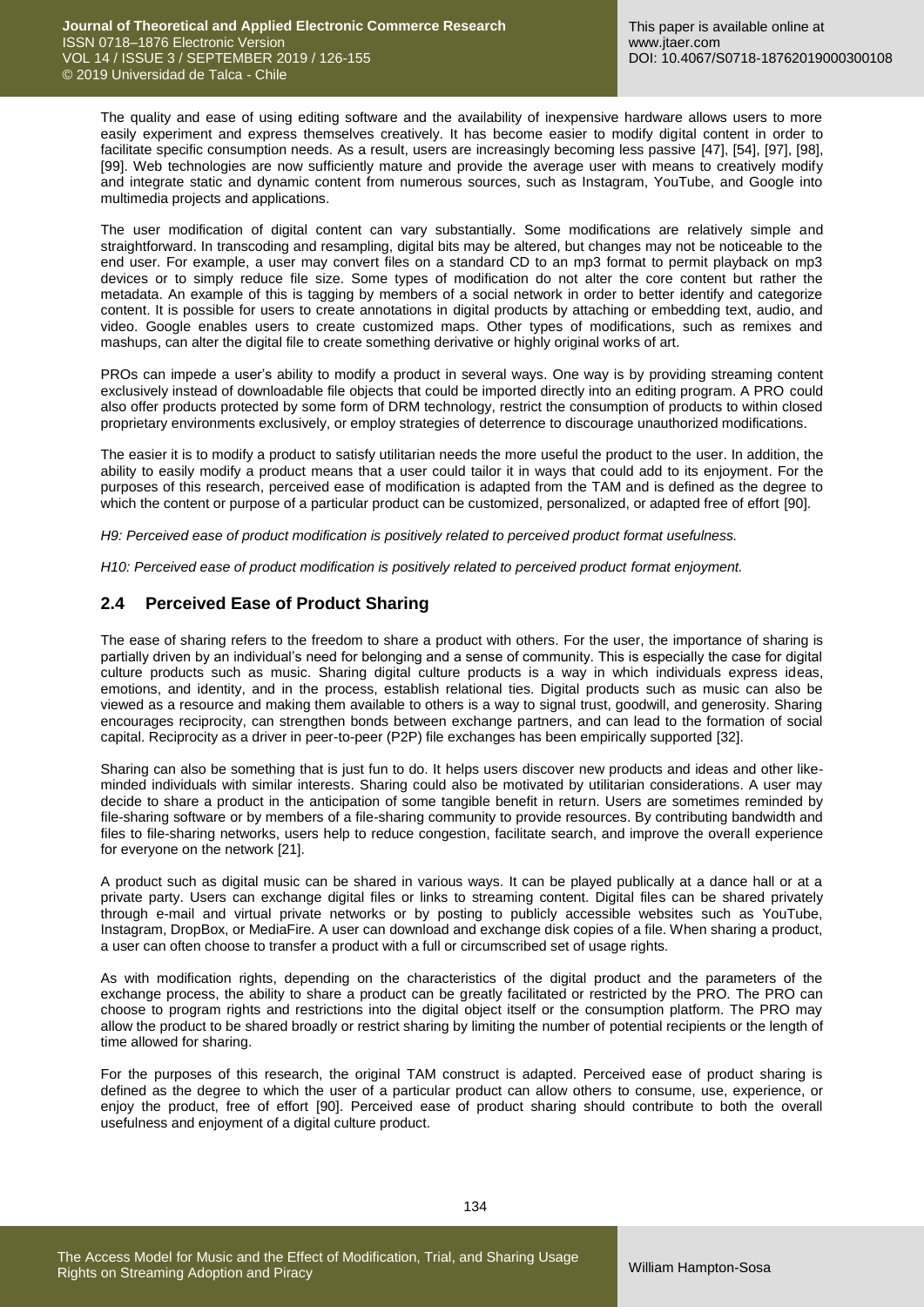The quality and ease of using editing software and the availability of inexpensive hardware allows users to more easily experiment and express themselves creatively. It has become easier to modify digital content in order to facilitate specific consumption needs. As a result, users are increasingly becoming less passive [47], [54], [97], [98], [99]. Web technologies are now sufficiently mature and provide the average user with means to creatively modify and integrate static and dynamic content from numerous sources, such as Instagram, YouTube, and Google into multimedia projects and applications.

The user modification of digital content can vary substantially. Some modifications are relatively simple and straightforward. In transcoding and resampling, digital bits may be altered, but changes may not be noticeable to the end user. For example, a user may convert files on a standard CD to an mp3 format to permit playback on mp3 devices or to simply reduce file size. Some types of modification do not alter the core content but rather the metadata. An example of this is tagging by members of a social network in order to better identify and categorize content. It is possible for users to create annotations in digital products by attaching or embedding text, audio, and video. Google enables users to create customized maps. Other types of modifications, such as remixes and mashups, can alter the digital file to create something derivative or highly original works of art.

PROs can impede a user's ability to modify a product in several ways. One way is by providing streaming content exclusively instead of downloadable file objects that could be imported directly into an editing program. A PRO could also offer products protected by some form of DRM technology, restrict the consumption of products to within closed proprietary environments exclusively, or employ strategies of deterrence to discourage unauthorized modifications.

The easier it is to modify a product to satisfy utilitarian needs the more useful the product to the user. In addition, the ability to easily modify a product means that a user could tailor it in ways that could add to its enjoyment. For the purposes of this research, perceived ease of modification is adapted from the TAM and is defined as the degree to which the content or purpose of a particular product can be customized, personalized, or adapted free of effort [90].

*H9: Perceived ease of product modification is positively related to perceived product format usefulness.*

*H10: Perceived ease of product modification is positively related to perceived product format enjoyment.*

## 2.4 Perceived Ease of Product Sharing

The ease of sharing refers to the freedom to share a product with others. For the user, the importance of sharing is partially driven by an individual's need for belonging and a sense of community. This is especially the case for digital culture products such as music. Sharing digital culture products is a way in which individuals express ideas, emotions, and identity, and in the process, establish relational ties. Digital products such as music can also be viewed as a resource and making them available to others is a way to signal trust, goodwill, and generosity. Sharing encourages reciprocity, can strengthen bonds between exchange partners, and can lead to the formation of social capital. Reciprocity as a driver in peer-to-peer (P2P) file exchanges has been empirically supported [32].

Sharing can also be something that is just fun to do. It helps users discover new products and ideas and other like-minded individuals with similar interests. Sharing could also be motivated by utilitarian considerations. A user may decide to share a product in the anticipation of some tangible benefit in return. Users are sometimes reminded by file-sharing software or by members of a file-sharing community to provide resources. By contributing bandwidth and files to file-sharing networks, users help to reduce congestion, facilitate search, and improve the overall experience for everyone on the network [21].

A product such as digital music can be shared in various ways. It can be played publically at a dance hall or at a private party. Users can exchange digital files or links to streaming content. Digital files can be shared privately through e-mail and virtual private networks or by posting to publicly accessible websites such as YouTube, Instagram, DropBox, or MediaFire. A user can download and exchange disk copies of a file. When sharing a product, a user can often choose to transfer a product with a full or circumscribed set of usage rights.

As with modification rights, depending on the characteristics of the digital product and the parameters of the exchange process, the ability to share a product can be greatly facilitated or restricted by the PRO. The PRO can choose to program rights and restrictions into the digital object itself or the consumption platform. The PRO may allow the product to be shared broadly or restrict sharing by limiting the number of potential recipients or the length of time allowed for sharing.

For the purposes of this research, the original TAM construct is adapted. Perceived ease of product sharing is defined as the degree to which the user of a particular product can allow others to consume, use, experience, or enjoy the product, free of effort [90]. Perceived ease of product sharing should contribute to both the overall usefulness and enjoyment of a digital culture product.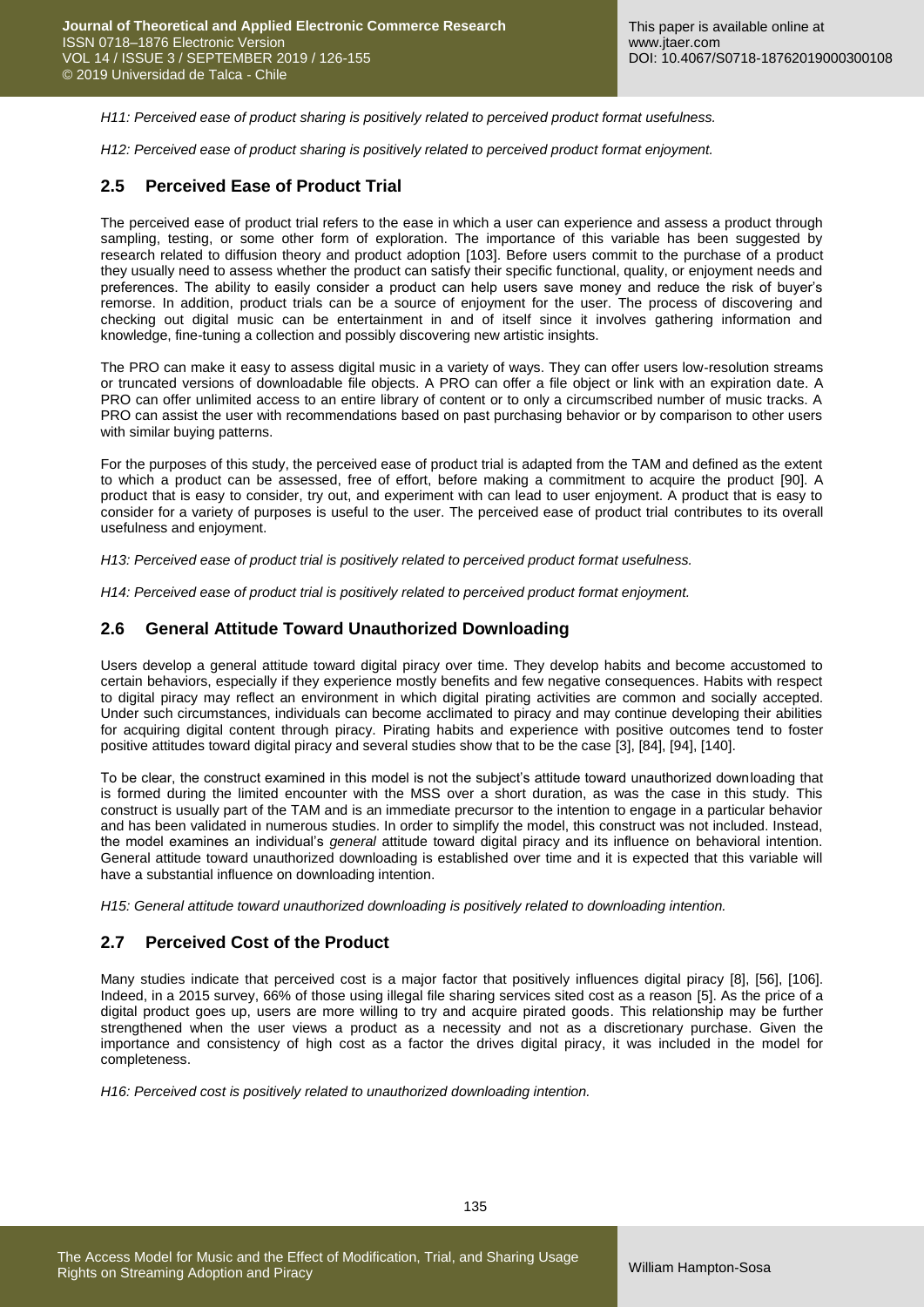*H11: Perceived ease of product sharing is positively related to perceived product format usefulness.*

*H12: Perceived ease of product sharing is positively related to perceived product format enjoyment.*

## 2.5 Perceived Ease of Product Trial

The perceived ease of product trial refers to the ease in which a user can experience and assess a product through sampling, testing, or some other form of exploration. The importance of this variable has been suggested by research related to diffusion theory and product adoption [103]. Before users commit to the purchase of a product they usually need to assess whether the product can satisfy their specific functional, quality, or enjoyment needs and preferences. The ability to easily consider a product can help users save money and reduce the risk of buyer's remorse. In addition, product trials can be a source of enjoyment for the user. The process of discovering and checking out digital music can be entertainment in and of itself since it involves gathering information and knowledge, fine-tuning a collection and possibly discovering new artistic insights.

The PRO can make it easy to assess digital music in a variety of ways. They can offer users low-resolution streams or truncated versions of downloadable file objects. A PRO can offer a file object or link with an expiration date. A PRO can offer unlimited access to an entire library of content or to only a circumscribed number of music tracks. A PRO can assist the user with recommendations based on past purchasing behavior or by comparison to other users with similar buying patterns.

For the purposes of this study, the perceived ease of product trial is adapted from the TAM and defined as the extent to which a product can be assessed, free of effort, before making a commitment to acquire the product [90]. A product that is easy to consider, try out, and experiment with can lead to user enjoyment. A product that is easy to consider for a variety of purposes is useful to the user. The perceived ease of product trial contributes to its overall usefulness and enjoyment.

*H13: Perceived ease of product trial is positively related to perceived product format usefulness.*

*H14: Perceived ease of product trial is positively related to perceived product format enjoyment.*

## 2.6 General Attitude Toward Unauthorized Downloading

Users develop a general attitude toward digital piracy over time. They develop habits and become accustomed to certain behaviors, especially if they experience mostly benefits and few negative consequences. Habits with respect to digital piracy may reflect an environment in which digital pirating activities are common and socially accepted. Under such circumstances, individuals can become acclimated to piracy and may continue developing their abilities for acquiring digital content through piracy. Pirating habits and experience with positive outcomes tend to foster positive attitudes toward digital piracy and several studies show that to be the case [3], [84], [94], [140].

To be clear, the construct examined in this model is not the subject's attitude toward unauthorized downloading that is formed during the limited encounter with the MSS over a short duration, as was the case in this study. This construct is usually part of the TAM and is an immediate precursor to the intention to engage in a particular behavior and has been validated in numerous studies. In order to simplify the model, this construct was not included. Instead, the model examines an individual's *general* attitude toward digital piracy and its influence on behavioral intention. General attitude toward unauthorized downloading is established over time and it is expected that this variable will have a substantial influence on downloading intention.

*H15: General attitude toward unauthorized downloading is positively related to downloading intention.*

## 2.7 Perceived Cost of the Product

Many studies indicate that perceived cost is a major factor that positively influences digital piracy [8], [56], [106]. Indeed, in a 2015 survey, 66% of those using illegal file sharing services sited cost as a reason [5]. As the price of a digital product goes up, users are more willing to try and acquire pirated goods. This relationship may be further strengthened when the user views a product as a necessity and not as a discretionary purchase. Given the importance and consistency of high cost as a factor the drives digital piracy, it was included in the model for completeness.

*H16: Perceived cost is positively related to unauthorized downloading intention.*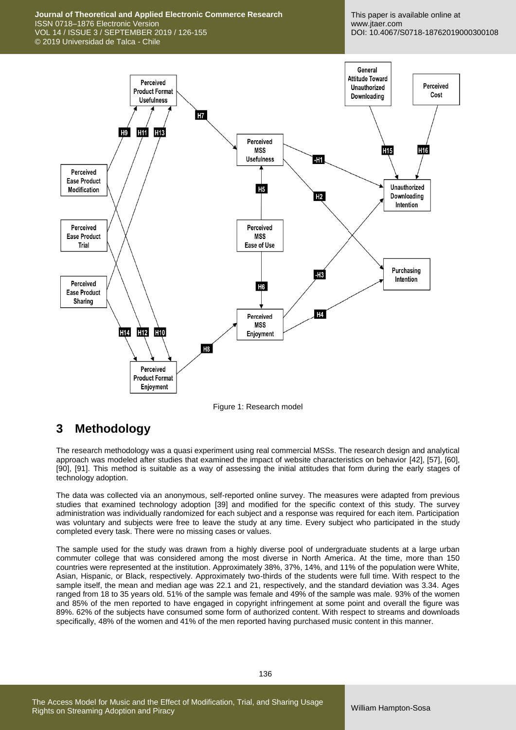Figure 1: Research model

## 3 Methodology

The research methodology was a quasi experiment using real commercial MSSs. The research design and analytical approach was modeled after studies that examined the impact of website characteristics on behavior [42], [57], [60], [90], [91]. This method is suitable as a way of assessing the initial attitudes that form during the early stages of technology adoption.

The data was collected via an anonymous, self-reported online survey. The measures were adapted from previous studies that examined technology adoption [39] and modified for the specific context of this study. The survey administration was individually randomized for each subject and a response was required for each item. Participation was voluntary and subjects were free to leave the study at any time. Every subject who participated in the study completed every task. There were no missing cases or values.

The sample used for the study was drawn from a highly diverse pool of undergraduate students at a large urban commuter college that was considered among the most diverse in North America. At the time, more than 150 countries were represented at the institution. Approximately 38%, 37%, 14%, and 11% of the population were White, Asian, Hispanic, or Black, respectively. Approximately two-thirds of the students were full time. With respect to the sample itself, the mean and median age was 22.1 and 21, respectively, and the standard deviation was 3.34. Ages ranged from 18 to 35 years old. 51% of the sample was female and 49% of the sample was male. 93% of the women and 85% of the men reported to have engaged in copyright infringement at some point and overall the figure was 89%. 62% of the subjects have consumed some form of authorized content. With respect to streams and downloads specifically, 48% of the women and 41% of the men reported having purchased music content in this manner.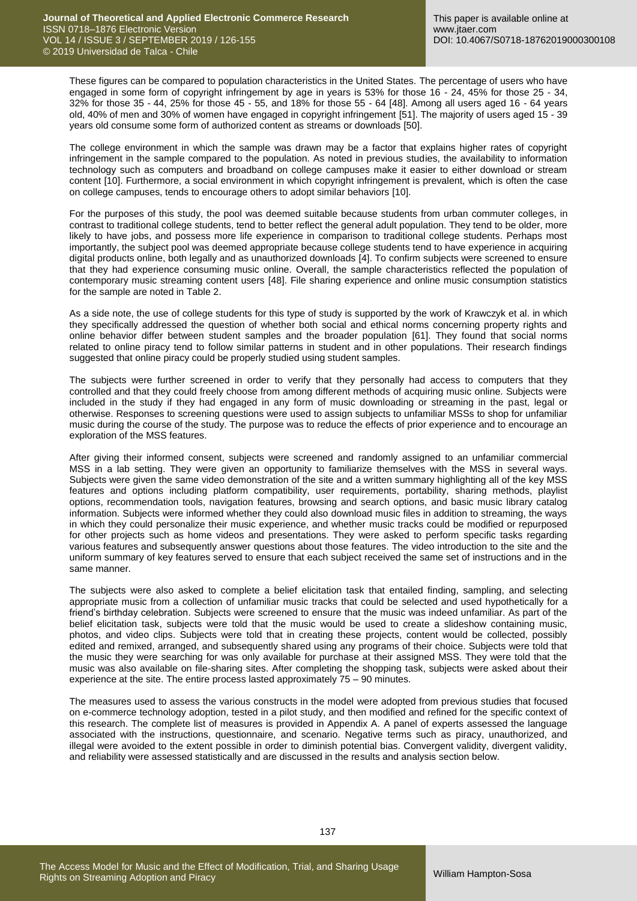These figures can be compared to population characteristics in the United States. The percentage of users who have engaged in some form of copyright infringement by age in years is 53% for those 16 - 24, 45% for those 25 - 34, 32% for those 35 - 44, 25% for those 45 - 55, and 18% for those 55 - 64 [48]. Among all users aged 16 - 64 years old, 40% of men and 30% of women have engaged in copyright infringement [51]. The majority of users aged 15 - 39 years old consume some form of authorized content as streams or downloads [50].

The college environment in which the sample was drawn may be a factor that explains higher rates of copyright infringement in the sample compared to the population. As noted in previous studies, the availability to information technology such as computers and broadband on college campuses make it easier to either download or stream content [10]. Furthermore, a social environment in which copyright infringement is prevalent, which is often the case on college campuses, tends to encourage others to adopt similar behaviors [10].

For the purposes of this study, the pool was deemed suitable because students from urban commuter colleges, in contrast to traditional college students, tend to better reflect the general adult population. They tend to be older, more likely to have jobs, and possess more life experience in comparison to traditional college students. Perhaps most importantly, the subject pool was deemed appropriate because college students tend to have experience in acquiring digital products online, both legally and as unauthorized downloads [4]. To confirm subjects were screened to ensure that they had experience consuming music online. Overall, the sample characteristics reflected the population of contemporary music streaming content users [48]. File sharing experience and online music consumption statistics for the sample are noted in Table 2.

As a side note, the use of college students for this type of study is supported by the work of Krawczyk et al. in which they specifically addressed the question of whether both social and ethical norms concerning property rights and online behavior differ between student samples and the broader population [61]. They found that social norms related to online piracy tend to follow similar patterns in student and in other populations. Their research findings suggested that online piracy could be properly studied using student samples.

The subjects were further screened in order to verify that they personally had access to computers that they controlled and that they could freely choose from among different methods of acquiring music online. Subjects were included in the study if they had engaged in any form of music downloading or streaming in the past, legal or otherwise. Responses to screening questions were used to assign subjects to unfamiliar MSSs to shop for unfamiliar music during the course of the study. The purpose was to reduce the effects of prior experience and to encourage an exploration of the MSS features.

After giving their informed consent, subjects were screened and randomly assigned to an unfamiliar commercial MSS in a lab setting. They were given an opportunity to familiarize themselves with the MSS in several ways. Subjects were given the same video demonstration of the site and a written summary highlighting all of the key MSS features and options including platform compatibility, user requirements, portability, sharing methods, playlist options, recommendation tools, navigation features, browsing and search options, and basic music library catalog information. Subjects were informed whether they could also download music files in addition to streaming, the ways in which they could personalize their music experience, and whether music tracks could be modified or repurposed for other projects such as home videos and presentations. They were asked to perform specific tasks regarding various features and subsequently answer questions about those features. The video introduction to the site and the uniform summary of key features served to ensure that each subject received the same set of instructions and in the same manner.

The subjects were also asked to complete a belief elicitation task that entailed finding, sampling, and selecting appropriate music from a collection of unfamiliar music tracks that could be selected and used hypothetically for a friend's birthday celebration. Subjects were screened to ensure that the music was indeed unfamiliar. As part of the belief elicitation task, subjects were told that the music would be used to create a slideshow containing music, photos, and video clips. Subjects were told that in creating these projects, content would be collected, possibly edited and remixed, arranged, and subsequently shared using any programs of their choice. Subjects were told that the music they were searching for was only available for purchase at their assigned MSS. They were told that the music was also available on file-sharing sites. After completing the shopping task, subjects were asked about their experience at the site. The entire process lasted approximately 75 – 90 minutes.

The measures used to assess the various constructs in the model were adopted from previous studies that focused on e-commerce technology adoption, tested in a pilot study, and then modified and refined for the specific context of this research. The complete list of measures is provided in Appendix A. A panel of experts assessed the language associated with the instructions, questionnaire, and scenario. Negative terms such as piracy, unauthorized, and illegal were avoided to the extent possible in order to diminish potential bias. Convergent validity, divergent validity, and reliability were assessed statistically and are discussed in the results and analysis section below.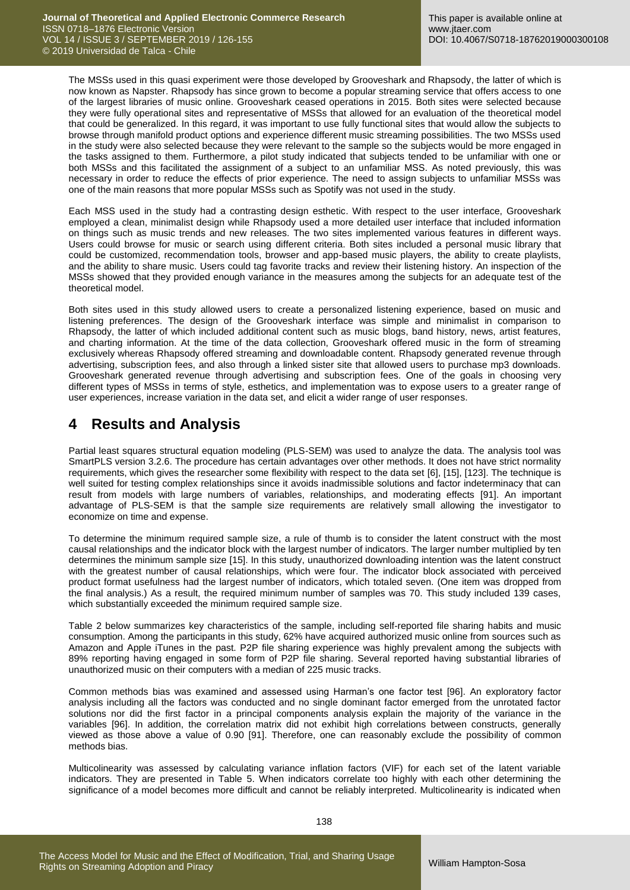The MSSs used in this quasi experiment were those developed by Grooveshark and Rhapsody, the latter of which is now known as Napster. Rhapsody has since grown to become a popular streaming service that offers access to one of the largest libraries of music online. Grooveshark ceased operations in 2015. Both sites were selected because they were fully operational sites and representative of MSSs that allowed for an evaluation of the theoretical model that could be generalized. In this regard, it was important to use fully functional sites that would allow the subjects to browse through manifold product options and experience different music streaming possibilities. The two MSSs used in the study were also selected because they were relevant to the sample so the subjects would be more engaged in the tasks assigned to them. Furthermore, a pilot study indicated that subjects tended to be unfamiliar with one or both MSSs and this facilitated the assignment of a subject to an unfamiliar MSS. As noted previously, this was necessary in order to reduce the effects of prior experience. The need to assign subjects to unfamiliar MSSs was one of the main reasons that more popular MSSs such as Spotify was not used in the study.

Each MSS used in the study had a contrasting design esthetic. With respect to the user interface, Grooveshark employed a clean, minimalist design while Rhapsody used a more detailed user interface that included information on things such as music trends and new releases. The two sites implemented various features in different ways. Users could browse for music or search using different criteria. Both sites included a personal music library that could be customized, recommendation tools, browser and app-based music players, the ability to create playlists, and the ability to share music. Users could tag favorite tracks and review their listening history. An inspection of the MSSs showed that they provided enough variance in the measures among the subjects for an adequate test of the theoretical model.

Both sites used in this study allowed users to create a personalized listening experience, based on music and listening preferences. The design of the Grooveshark interface was simple and minimalist in comparison to Rhapsody, the latter of which included additional content such as music blogs, band history, news, artist features, and charting information. At the time of the data collection, Grooveshark offered music in the form of streaming exclusively whereas Rhapsody offered streaming and downloadable content. Rhapsody generated revenue through advertising, subscription fees, and also through a linked sister site that allowed users to purchase mp3 downloads. Grooveshark generated revenue through advertising and subscription fees. One of the goals in choosing very different types of MSSs in terms of style, esthetics, and implementation was to expose users to a greater range of user experiences, increase variation in the data set, and elicit a wider range of user responses.

# 4 Results and Analysis

Partial least squares structural equation modeling (PLS-SEM) was used to analyze the data. The analysis tool was SmartPLS version 3.2.6. The procedure has certain advantages over other methods. It does not have strict normality requirements, which gives the researcher some flexibility with respect to the data set [6], [15], [123]. The technique is well suited for testing complex relationships since it avoids inadmissible solutions and factor indeterminacy that can result from models with large numbers of variables, relationships, and moderating effects [91]. An important advantage of PLS-SEM is that the sample size requirements are relatively small allowing the investigator to economize on time and expense.

To determine the minimum required sample size, a rule of thumb is to consider the latent construct with the most causal relationships and the indicator block with the largest number of indicators. The larger number multiplied by ten determines the minimum sample size [15]. In this study, unauthorized downloading intention was the latent construct with the greatest number of causal relationships, which were four. The indicator block associated with perceived product format usefulness had the largest number of indicators, which totaled seven. (One item was dropped from the final analysis.) As a result, the required minimum number of samples was 70. This study included 139 cases, which substantially exceeded the minimum required sample size.

Table 2 below summarizes key characteristics of the sample, including self-reported file sharing habits and music consumption. Among the participants in this study, 62% have acquired authorized music online from sources such as Amazon and Apple iTunes in the past. P2P file sharing experience was highly prevalent among the subjects with 89% reporting having engaged in some form of P2P file sharing. Several reported having substantial libraries of unauthorized music on their computers with a median of 225 music tracks.

Common methods bias was examined and assessed using Harman's one factor test [96]. An exploratory factor analysis including all the factors was conducted and no single dominant factor emerged from the unrotated factor solutions nor did the first factor in a principal components analysis explain the majority of the variance in the variables [96]. In addition, the correlation matrix did not exhibit high correlations between constructs, generally viewed as those above a value of 0.90 [91]. Therefore, one can reasonably exclude the possibility of common methods bias.

Multicolinearity was assessed by calculating variance inflation factors (VIF) for each set of the latent variable indicators. They are presented in Table 5. When indicators correlate too highly with each other determining the significance of a model becomes more difficult and cannot be reliably interpreted. Multicolinearity is indicated when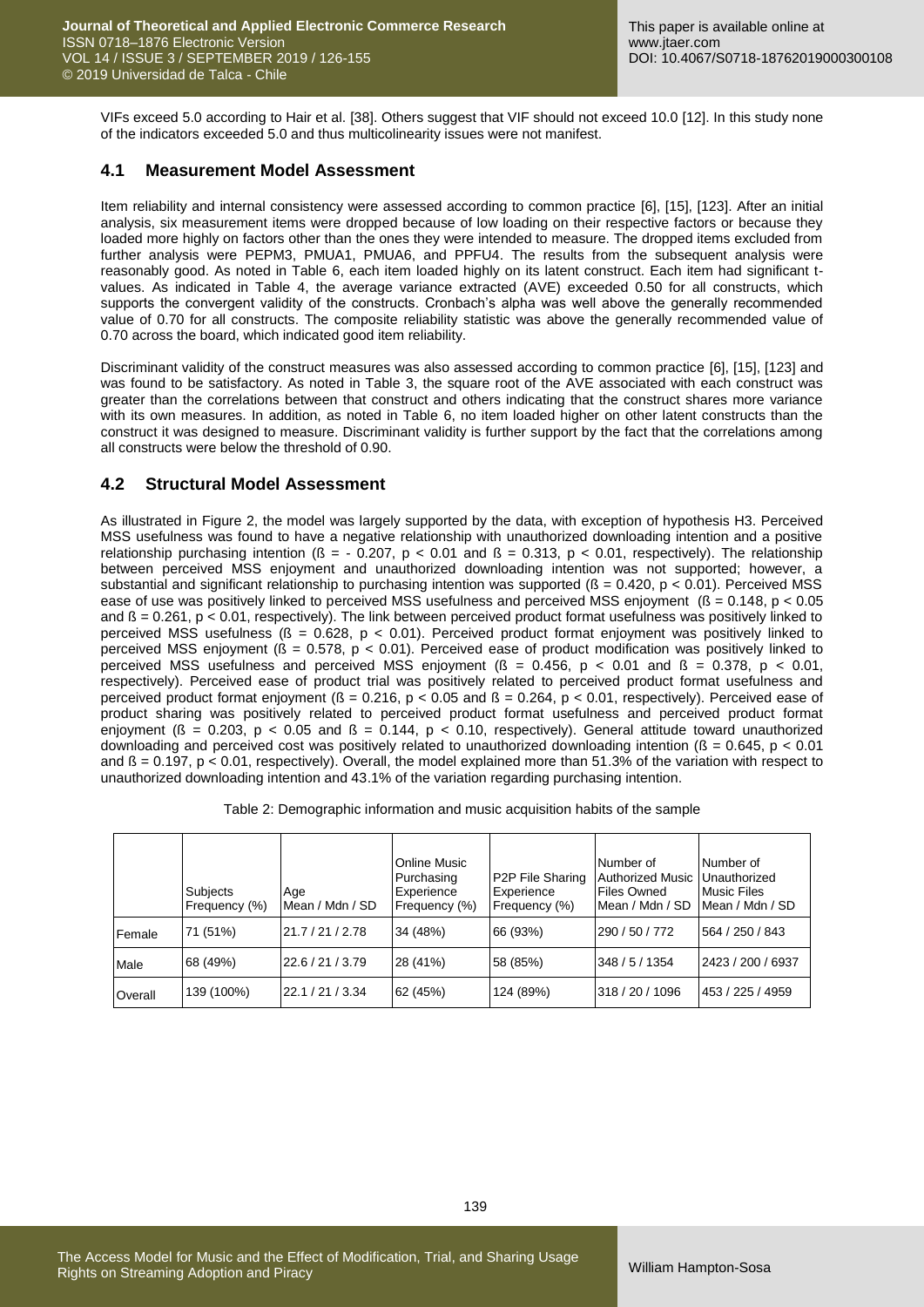VIFs exceed 5.0 according to Hair et al. [38]. Others suggest that VIF should not exceed 10.0 [12]. In this study none of the indicators exceeded 5.0 and thus multicolinearity issues were not manifest.

## 4.1 Measurement Model Assessment

Item reliability and internal consistency were assessed according to common practice [6], [15], [123]. After an initial analysis, six measurement items were dropped because of low loading on their respective factors or because they loaded more highly on factors other than the ones they were intended to measure. The dropped items excluded from further analysis were PEPM3, PMUA1, PMUA6, and PPFU4. The results from the subsequent analysis were reasonably good. As noted in Table 6, each item loaded highly on its latent construct. Each item had significant t-values. As indicated in Table 4, the average variance extracted (AVE) exceeded 0.50 for all constructs, which supports the convergent validity of the constructs. Cronbach's alpha was well above the generally recommended value of 0.70 for all constructs. The composite reliability statistic was above the generally recommended value of 0.70 across the board, which indicated good item reliability.

Discriminant validity of the construct measures was also assessed according to common practice [6], [15], [123] and was found to be satisfactory. As noted in Table 3, the square root of the AVE associated with each construct was greater than the correlations between that construct and others indicating that the construct shares more variance with its own measures. In addition, as noted in Table 6, no item loaded higher on other latent constructs than the construct it was designed to measure. Discriminant validity is further support by the fact that the correlations among all constructs were below the threshold of 0.90.

## 4.2 Structural Model Assessment

As illustrated in Figure 2, the model was largely supported by the data, with exception of hypothesis H3. Perceived MSS usefulness was found to have a negative relationship with unauthorized downloading intention and a positive relationship purchasing intention ($ß = -0.207$, $p < 0.01$ and $ß = 0.313$, $p < 0.01$, respectively). The relationship between perceived MSS enjoyment and unauthorized downloading intention was not supported; however, a substantial and significant relationship to purchasing intention was supported ($ß = 0.420$, $p < 0.01$). Perceived MSS ease of use was positively linked to perceived MSS usefulness and perceived MSS enjoyment ($ß = 0.148$, $p < 0.05$ and $ß = 0.261$, $p < 0.01$, respectively). The link between perceived product format usefulness was positively linked to perceived MSS usefulness ($ß = 0.628$, $p < 0.01$). Perceived product format enjoyment was positively linked to perceived MSS enjoyment ($ß = 0.578$, $p < 0.01$). Perceived ease of product modification was positively linked to perceived MSS usefulness and perceived MSS enjoyment ($ß = 0.456$, $p < 0.01$ and $ß = 0.378$, $p < 0.01$, respectively). Perceived ease of product trial was positively related to perceived product format usefulness and perceived product format enjoyment ($ß = 0.216$, $p < 0.05$ and $ß = 0.264$, $p < 0.01$, respectively). Perceived ease of product sharing was positively related to perceived product format usefulness and perceived product format enjoyment ($ß = 0.203$, $p < 0.05$ and $ß = 0.144$, $p < 0.10$, respectively). General attitude toward unauthorized downloading and perceived cost was positively related to unauthorized downloading intention ($ß = 0.645$, $p < 0.01$ and $ß = 0.197$, $p < 0.01$, respectively). Overall, the model explained more than 51.3% of the variation with respect to unauthorized downloading intention and 43.1% of the variation regarding purchasing intention.

Table 2: Demographic information and music acquisition habits of the sample

| | Subjects Frequency (%) | Age Mean / Mdn / SD | Online Music Purchasing Experience Frequency (%) | P2P File Sharing Experience Frequency (%) | Number of Authorized Music Files Owned Mean / Mdn / SD | Number of Unauthorized Music Files Mean / Mdn / SD |
|---|---|---|---|---|---|---|
| Female | 71 (51%) | 21.7 / 21 / 2.78 | 34 (48%) | 66 (93%) | 290 / 50 / 772 | 564 / 250 / 843 |
| Male | 68 (49%) | 22.6 / 21 / 3.79 | 28 (41%) | 58 (85%) | 348 / 5 / 1354 | 2423 / 200 / 6937 |
| Overall | 139 (100%) | 22.1 / 21 / 3.34 | 62 (45%) | 124 (89%) | 318 / 20 / 1096 | 453 / 225 / 4959 |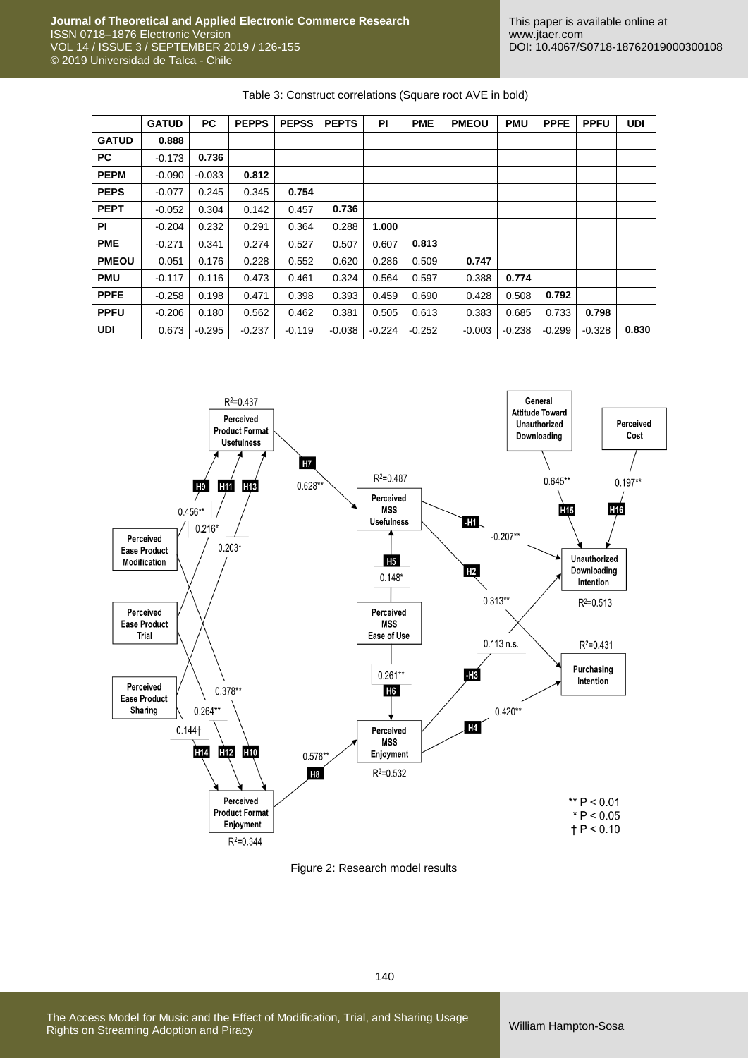Table 3: Construct correlations (Square root AVE in bold)

| | GATUD | PC | PEPPS | PEPSS | PEPTS | PI | PME | PMEOU | PMU | PPFE | PPFU | UDI |
|---|---|---|---|---|---|---|---|---|---|---|---|---|
| **GATUD** | **0.888** | | | | | | | | | | | |
| **PC** | -0.173 | **0.736** | | | | | | | | | | |
| **PEPM** | -0.090 | -0.033 | **0.812** | | | | | | | | | |
| **PEPS** | -0.077 | 0.245 | 0.345 | **0.754** | | | | | | | | |
| **PEPT** | -0.052 | 0.304 | 0.142 | 0.457 | **0.736** | | | | | | | |
| **PI** | -0.204 | 0.232 | 0.291 | 0.364 | 0.288 | **1.000** | | | | | | |
| **PME** | -0.271 | 0.341 | 0.274 | 0.527 | 0.507 | 0.607 | **0.813** | | | | | |
| **PMEOU** | 0.051 | 0.176 | 0.228 | 0.552 | 0.620 | 0.286 | 0.509 | **0.747** | | | | |
| **PMU** | -0.117 | 0.116 | 0.473 | 0.461 | 0.324 | 0.564 | 0.597 | 0.388 | **0.774** | | | |
| **PPFE** | -0.258 | 0.198 | 0.471 | 0.398 | 0.393 | 0.459 | 0.690 | 0.428 | 0.508 | **0.792** | | |
| **PPFU** | -0.206 | 0.180 | 0.562 | 0.462 | 0.381 | 0.505 | 0.613 | 0.383 | 0.685 | 0.733 | **0.798** | |
| **UDI** | 0.673 | -0.295 | -0.237 | -0.119 | -0.038 | -0.224 | -0.252 | -0.003 | -0.238 | -0.299 | -0.328 | **0.830** |

Figure 2: Research model results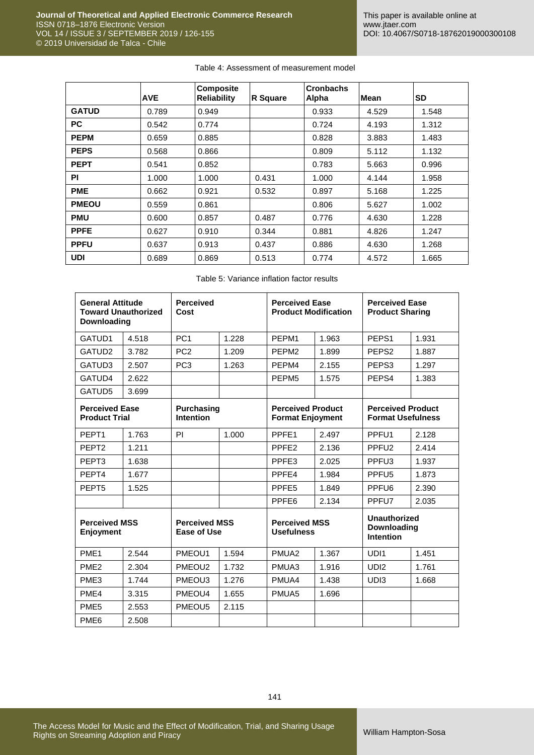Table 4: Assessment of measurement model

| | AVE | Composite Reliability | R Square | Cronbachs Alpha | Mean | SD |
|---|---|---|---|---|---|---|
| **GATUD** | 0.789 | 0.949 | | 0.933 | 4.529 | 1.548 |
| **PC** | 0.542 | 0.774 | | 0.724 | 4.193 | 1.312 |
| **PEPM** | 0.659 | 0.885 | | 0.828 | 3.883 | 1.483 |
| **PEPS** | 0.568 | 0.866 | | 0.809 | 5.112 | 1.132 |
| **PEPT** | 0.541 | 0.852 | | 0.783 | 5.663 | 0.996 |
| **PI** | 1.000 | 1.000 | 0.431 | 1.000 | 4.144 | 1.958 |
| **PME** | 0.662 | 0.921 | 0.532 | 0.897 | 5.168 | 1.225 |
| **PMEOU** | 0.559 | 0.861 | | 0.806 | 5.627 | 1.002 |
| **PMU** | 0.600 | 0.857 | 0.487 | 0.776 | 4.630 | 1.228 |
| **PPFE** | 0.627 | 0.910 | 0.344 | 0.881 | 4.826 | 1.247 |
| **PPFU** | 0.637 | 0.913 | 0.437 | 0.886 | 4.630 | 1.268 |
| **UDI** | 0.689 | 0.869 | 0.513 | 0.774 | 4.572 | 1.665 |

Table 5: Variance inflation factor results

| **General Attitude Toward Unauthorized Downloading** | | **Perceived Cost** | | **Perceived Ease Product Modification** | | **Perceived Ease Product Sharing** | |
|---|---|---|---|---|---|---|---|
| GATUD1 | 4.518 | PC1 | 1.228 | PEPM1 | 1.963 | PEPS1 | 1.931 |
| GATUD2 | 3.782 | PC2 | 1.209 | PEPM2 | 1.899 | PEPS2 | 1.887 |
| GATUD3 | 2.507 | PC3 | 1.263 | PEPM4 | 2.155 | PEPS3 | 1.297 |
| GATUD4 | 2.622 | | | PEPM5 | 1.575 | PEPS4 | 1.383 |
| GATUD5 | 3.699 | | | | | | |
| **Perceived Ease Product Trial** | | **Purchasing Intention** | | **Perceived Product Format Enjoyment** | | **Perceived Product Format Usefulness** | |
| PEPT1 | 1.763 | PI | 1.000 | PPFE1 | 2.497 | PPFU1 | 2.128 |
| PEPT2 | 1.211 | | | PPFE2 | 2.136 | PPFU2 | 2.414 |
| PEPT3 | 1.638 | | | PPFE3 | 2.025 | PPFU3 | 1.937 |
| PEPT4 | 1.677 | | | PPFE4 | 1.984 | PPFU5 | 1.873 |
| PEPT5 | 1.525 | | | PPFE5 | 1.849 | PPFU6 | 2.390 |
| | | | | PPFE6 | 2.134 | PPFU7 | 2.035 |
| **Perceived MSS Enjoyment** | | **Perceived MSS Ease of Use** | | **Perceived MSS Usefulness** | | **Unauthorized Downloading Intention** | |
| PME1 | 2.544 | PMEOU1 | 1.594 | PMUA2 | 1.367 | UDI1 | 1.451 |
| PME2 | 2.304 | PMEOU2 | 1.732 | PMUA3 | 1.916 | UDI2 | 1.761 |
| PME3 | 1.744 | PMEOU3 | 1.276 | PMUA4 | 1.438 | UDI3 | 1.668 |
| PME4 | 3.315 | PMEOU4 | 1.655 | PMUA5 | 1.696 | | |
| PME5 | 2.553 | PMEOU5 | 2.115 | | | | |
| PME6 | 2.508 | | | | | | |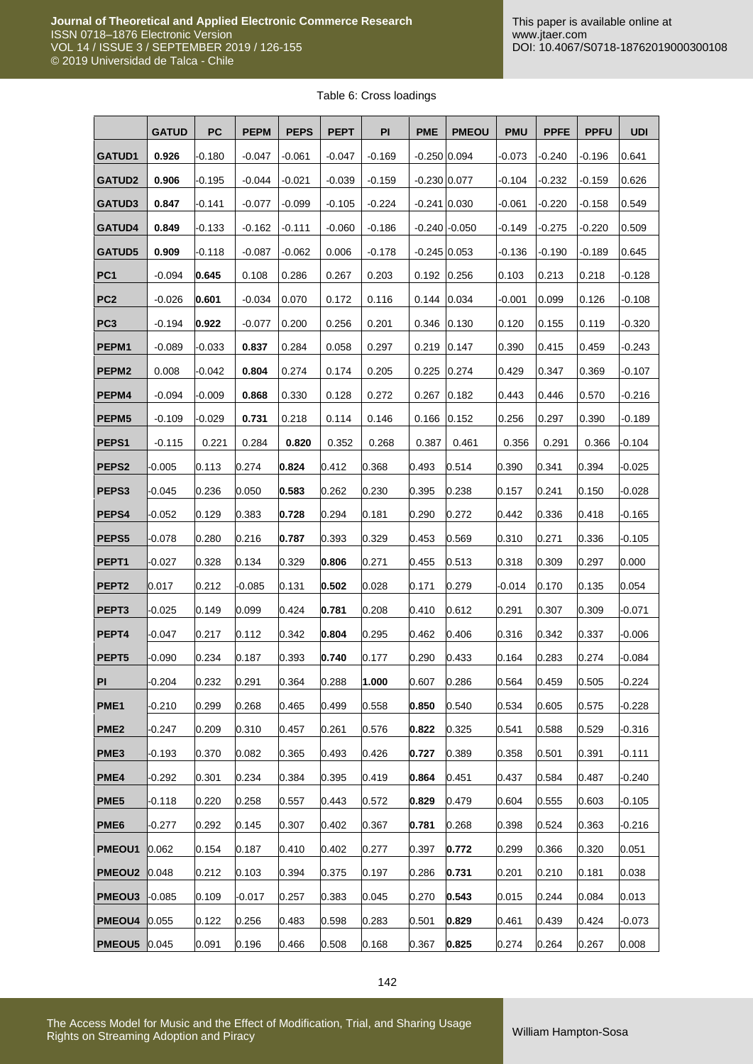Table 6: Cross loadings

| | GATUD | PC | PEPM | PEPS | PEPT | PI | PME | PMEOU | PMU | PPFE | PPFU | UDI |
|---|---|---|---|---|---|---|---|---|---|---|---|---|
| GATUD1 | **0.926** | -0.180 | -0.047 | -0.061 | -0.047 | -0.169 | -0.250 | 0.094 | -0.073 | -0.240 | -0.196 | 0.641 |
| GATUD2 | **0.906** | -0.195 | -0.044 | -0.021 | -0.039 | -0.159 | -0.230 | 0.077 | -0.104 | -0.232 | -0.159 | 0.626 |
| GATUD3 | **0.847** | -0.141 | -0.077 | -0.099 | -0.105 | -0.224 | -0.241 | 0.030 | -0.061 | -0.220 | -0.158 | 0.549 |
| GATUD4 | **0.849** | -0.133 | -0.162 | -0.111 | -0.060 | -0.186 | -0.240 | -0.050 | -0.149 | -0.275 | -0.220 | 0.509 |
| GATUD5 | **0.909** | -0.118 | -0.087 | -0.062 | 0.006 | -0.178 | -0.245 | 0.053 | -0.136 | -0.190 | -0.189 | 0.645 |
| PC1 | -0.094 | **0.645** | 0.108 | 0.286 | 0.267 | 0.203 | 0.192 | 0.256 | 0.103 | 0.213 | 0.218 | -0.128 |
| PC2 | -0.026 | **0.601** | -0.034 | 0.070 | 0.172 | 0.116 | 0.144 | 0.034 | -0.001 | 0.099 | 0.126 | -0.108 |
| PC3 | -0.194 | **0.922** | -0.077 | 0.200 | 0.256 | 0.201 | 0.346 | 0.130 | 0.120 | 0.155 | 0.119 | -0.320 |
| PEPM1 | -0.089 | -0.033 | **0.837** | 0.284 | 0.058 | 0.297 | 0.219 | 0.147 | 0.390 | 0.415 | 0.459 | -0.243 |
| PEPM2 | 0.008 | -0.042 | **0.804** | 0.274 | 0.174 | 0.205 | 0.225 | 0.274 | 0.429 | 0.347 | 0.369 | -0.107 |
| PEPM4 | -0.094 | -0.009 | **0.868** | 0.330 | 0.128 | 0.272 | 0.267 | 0.182 | 0.443 | 0.446 | 0.570 | -0.216 |
| PEPM5 | -0.109 | -0.029 | **0.731** | 0.218 | 0.114 | 0.146 | 0.166 | 0.152 | 0.256 | 0.297 | 0.390 | -0.189 |
| PEPS1 | -0.115 | 0.221 | 0.284 | **0.820** | 0.352 | 0.268 | 0.387 | 0.461 | 0.356 | 0.291 | 0.366 | -0.104 |
| PEPS2 | -0.005 | 0.113 | 0.274 | **0.824** | 0.412 | 0.368 | 0.493 | 0.514 | 0.390 | 0.341 | 0.394 | -0.025 |
| PEPS3 | -0.045 | 0.236 | 0.050 | **0.583** | 0.262 | 0.230 | 0.395 | 0.238 | 0.157 | 0.241 | 0.150 | -0.028 |
| PEPS4 | -0.052 | 0.129 | 0.383 | **0.728** | 0.294 | 0.181 | 0.290 | 0.272 | 0.442 | 0.336 | 0.418 | -0.165 |
| PEPS5 | -0.078 | 0.280 | 0.216 | **0.787** | 0.393 | 0.329 | 0.453 | 0.569 | 0.310 | 0.271 | 0.336 | -0.105 |
| PEPT1 | -0.027 | 0.328 | 0.134 | 0.329 | **0.806** | 0.271 | 0.455 | 0.513 | 0.318 | 0.309 | 0.297 | 0.000 |
| PEPT2 | 0.017 | 0.212 | -0.085 | 0.131 | **0.502** | 0.028 | 0.171 | 0.279 | -0.014 | 0.170 | 0.135 | 0.054 |
| PEPT3 | -0.025 | 0.149 | 0.099 | 0.424 | **0.781** | 0.208 | 0.410 | 0.612 | 0.291 | 0.307 | 0.309 | -0.071 |
| PEPT4 | -0.047 | 0.217 | 0.112 | 0.342 | **0.804** | 0.295 | 0.462 | 0.406 | 0.316 | 0.342 | 0.337 | -0.006 |
| PEPT5 | -0.090 | 0.234 | 0.187 | 0.393 | **0.740** | 0.177 | 0.290 | 0.433 | 0.164 | 0.283 | 0.274 | -0.084 |
| PI | -0.204 | 0.232 | 0.291 | 0.364 | 0.288 | **1.000** | 0.607 | 0.286 | 0.564 | 0.459 | 0.505 | -0.224 |
| PME1 | -0.210 | 0.299 | 0.268 | 0.465 | 0.499 | 0.558 | **0.850** | 0.540 | 0.534 | 0.605 | 0.575 | -0.228 |
| PME2 | -0.247 | 0.209 | 0.310 | 0.457 | 0.261 | 0.576 | **0.822** | 0.325 | 0.541 | 0.588 | 0.529 | -0.316 |
| PME3 | -0.193 | 0.370 | 0.082 | 0.365 | 0.493 | 0.426 | **0.727** | 0.389 | 0.358 | 0.501 | 0.391 | -0.111 |
| PME4 | -0.292 | 0.301 | 0.234 | 0.384 | 0.395 | 0.419 | **0.864** | 0.451 | 0.437 | 0.584 | 0.487 | -0.240 |
| PME5 | -0.118 | 0.220 | 0.258 | 0.557 | 0.443 | 0.572 | **0.829** | 0.479 | 0.604 | 0.555 | 0.603 | -0.105 |
| PME6 | -0.277 | 0.292 | 0.145 | 0.307 | 0.402 | 0.367 | **0.781** | 0.268 | 0.398 | 0.524 | 0.363 | -0.216 |
| PMEOU1 | 0.062 | 0.154 | 0.187 | 0.410 | 0.402 | 0.277 | 0.397 | **0.772** | 0.299 | 0.366 | 0.320 | 0.051 |
| PMEOU2 | 0.048 | 0.212 | 0.103 | 0.394 | 0.375 | 0.197 | 0.286 | **0.731** | 0.201 | 0.210 | 0.181 | 0.038 |
| PMEOU3 | -0.085 | 0.109 | -0.017 | 0.257 | 0.383 | 0.045 | 0.270 | **0.543** | 0.015 | 0.244 | 0.084 | 0.013 |
| PMEOU4 | 0.055 | 0.122 | 0.256 | 0.483 | 0.598 | 0.283 | 0.501 | **0.829** | 0.461 | 0.439 | 0.424 | -0.073 |
| PMEOU5 | 0.045 | 0.091 | 0.196 | 0.466 | 0.508 | 0.168 | 0.367 | **0.825** | 0.274 | 0.264 | 0.267 | 0.008 |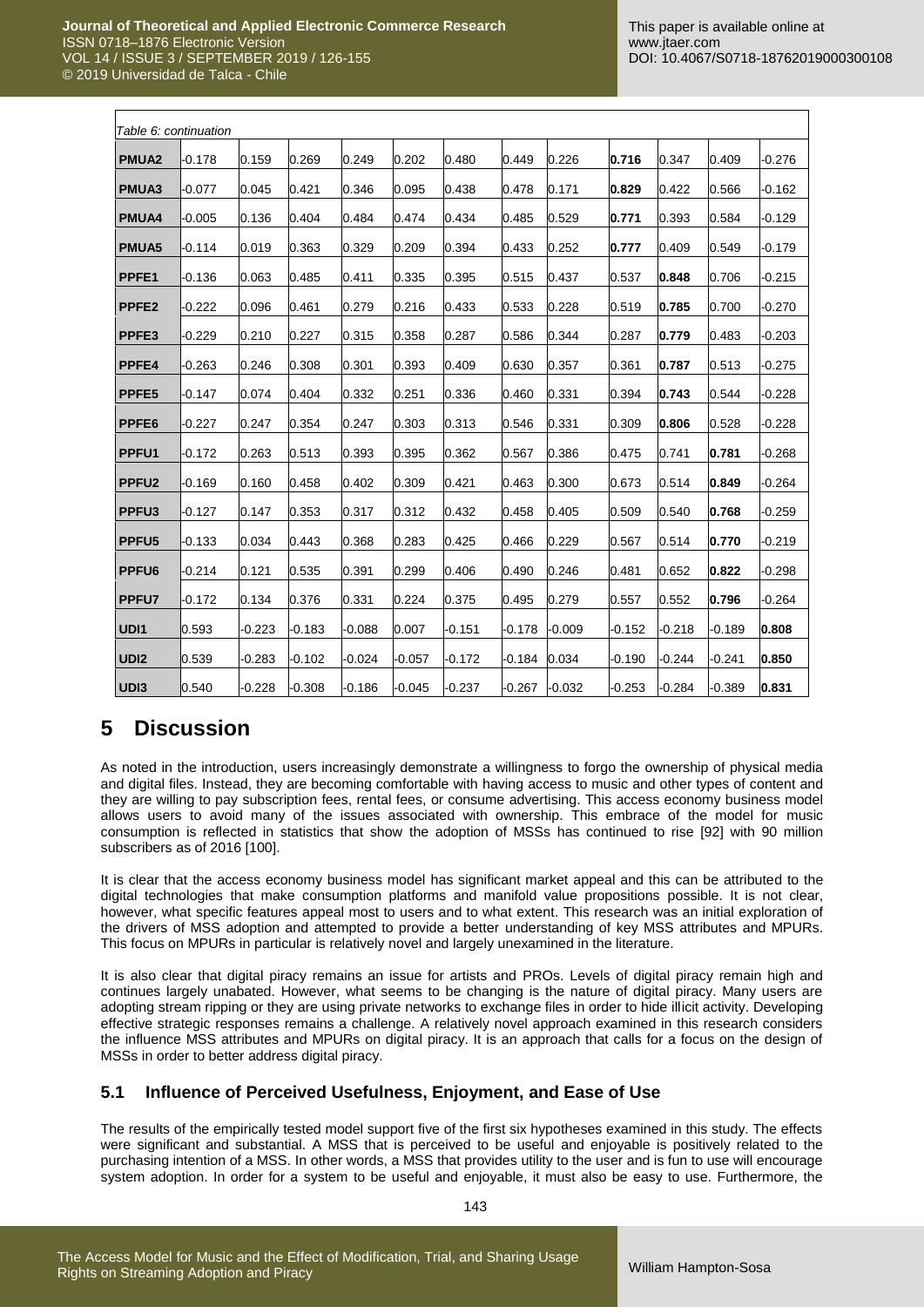| Table 6: continuation | | | | | | | | | | | |
|---|---|---|---|---|---|---|---|---|---|---|---|
| **PMUA2** | -0.178 | 0.159 | 0.269 | 0.249 | 0.202 | 0.480 | 0.449 | 0.226 | **0.716** | 0.347 | 0.409 | -0.276 |
| **PMUA3** | -0.077 | 0.045 | 0.421 | 0.346 | 0.095 | 0.438 | 0.478 | 0.171 | **0.829** | 0.422 | 0.566 | -0.162 |
| **PMUA4** | -0.005 | 0.136 | 0.404 | 0.484 | 0.474 | 0.434 | 0.485 | 0.529 | **0.771** | 0.393 | 0.584 | -0.129 |
| **PMUA5** | -0.114 | 0.019 | 0.363 | 0.329 | 0.209 | 0.394 | 0.433 | 0.252 | **0.777** | 0.409 | 0.549 | -0.179 |
| **PPFE1** | -0.136 | 0.063 | 0.485 | 0.411 | 0.335 | 0.395 | 0.515 | 0.437 | 0.537 | **0.848** | 0.706 | -0.215 |
| **PPFE2** | -0.222 | 0.096 | 0.461 | 0.279 | 0.216 | 0.433 | 0.533 | 0.228 | 0.519 | **0.785** | 0.700 | -0.270 |
| **PPFE3** | -0.229 | 0.210 | 0.227 | 0.315 | 0.358 | 0.287 | 0.586 | 0.344 | 0.287 | **0.779** | 0.483 | -0.203 |
| **PPFE4** | -0.263 | 0.246 | 0.308 | 0.301 | 0.393 | 0.409 | 0.630 | 0.357 | 0.361 | **0.787** | 0.513 | -0.275 |
| **PPFE5** | -0.147 | 0.074 | 0.404 | 0.332 | 0.251 | 0.336 | 0.460 | 0.331 | 0.394 | **0.743** | 0.544 | -0.228 |
| **PPFE6** | -0.227 | 0.247 | 0.354 | 0.247 | 0.303 | 0.313 | 0.546 | 0.331 | 0.309 | **0.806** | 0.528 | -0.228 |
| **PPFU1** | -0.172 | 0.263 | 0.513 | 0.393 | 0.395 | 0.362 | 0.567 | 0.386 | 0.475 | 0.741 | **0.781** | -0.268 |
| **PPFU2** | -0.169 | 0.160 | 0.458 | 0.402 | 0.309 | 0.421 | 0.463 | 0.300 | 0.673 | 0.514 | **0.849** | -0.264 |
| **PPFU3** | -0.127 | 0.147 | 0.353 | 0.317 | 0.312 | 0.432 | 0.458 | 0.405 | 0.509 | 0.540 | **0.768** | -0.259 |
| **PPFU5** | -0.133 | 0.034 | 0.443 | 0.368 | 0.283 | 0.425 | 0.466 | 0.229 | 0.567 | 0.514 | **0.770** | -0.219 |
| **PPFU6** | -0.214 | 0.121 | 0.535 | 0.391 | 0.299 | 0.406 | 0.490 | 0.246 | 0.481 | 0.652 | **0.822** | -0.298 |
| **PPFU7** | -0.172 | 0.134 | 0.376 | 0.331 | 0.224 | 0.375 | 0.495 | 0.279 | 0.557 | 0.552 | **0.796** | -0.264 |
| **UDI1** | 0.593 | -0.223 | -0.183 | -0.088 | 0.007 | -0.151 | -0.178 | -0.009 | -0.152 | -0.218 | -0.189 | **0.808** |
| **UDI2** | 0.539 | -0.283 | -0.102 | -0.024 | -0.057 | -0.172 | -0.184 | 0.034 | -0.190 | -0.244 | -0.241 | **0.850** |
| **UDI3** | 0.540 | -0.228 | -0.308 | -0.186 | -0.045 | -0.237 | -0.267 | -0.032 | -0.253 | -0.284 | -0.389 | **0.831** |

# 5 Discussion

As noted in the introduction, users increasingly demonstrate a willingness to forgo the ownership of physical media and digital files. Instead, they are becoming comfortable with having access to music and other types of content and they are willing to pay subscription fees, rental fees, or consume advertising. This access economy business model allows users to avoid many of the issues associated with ownership. This embrace of the model for music consumption is reflected in statistics that show the adoption of MSSs has continued to rise [92] with 90 million subscribers as of 2016 [100].

It is clear that the access economy business model has significant market appeal and this can be attributed to the digital technologies that make consumption platforms and manifold value propositions possible. It is not clear, however, what specific features appeal most to users and to what extent. This research was an initial exploration of the drivers of MSS adoption and attempted to provide a better understanding of key MSS attributes and MPURs. This focus on MPURs in particular is relatively novel and largely unexamined in the literature.

It is also clear that digital piracy remains an issue for artists and PROs. Levels of digital piracy remain high and continues largely unabated. However, what seems to be changing is the nature of digital piracy. Many users are adopting stream ripping or they are using private networks to exchange files in order to hide illicit activity. Developing effective strategic responses remains a challenge. A relatively novel approach examined in this research considers the influence MSS attributes and MPURs on digital piracy. It is an approach that calls for a focus on the design of MSSs in order to better address digital piracy.

## 5.1 Influence of Perceived Usefulness, Enjoyment, and Ease of Use

The results of the empirically tested model support five of the first six hypotheses examined in this study. The effects were significant and substantial. A MSS that is perceived to be useful and enjoyable is positively related to the purchasing intention of a MSS. In other words, a MSS that provides utility to the user and is fun to use will encourage system adoption. In order for a system to be useful and enjoyable, it must also be easy to use. Furthermore, the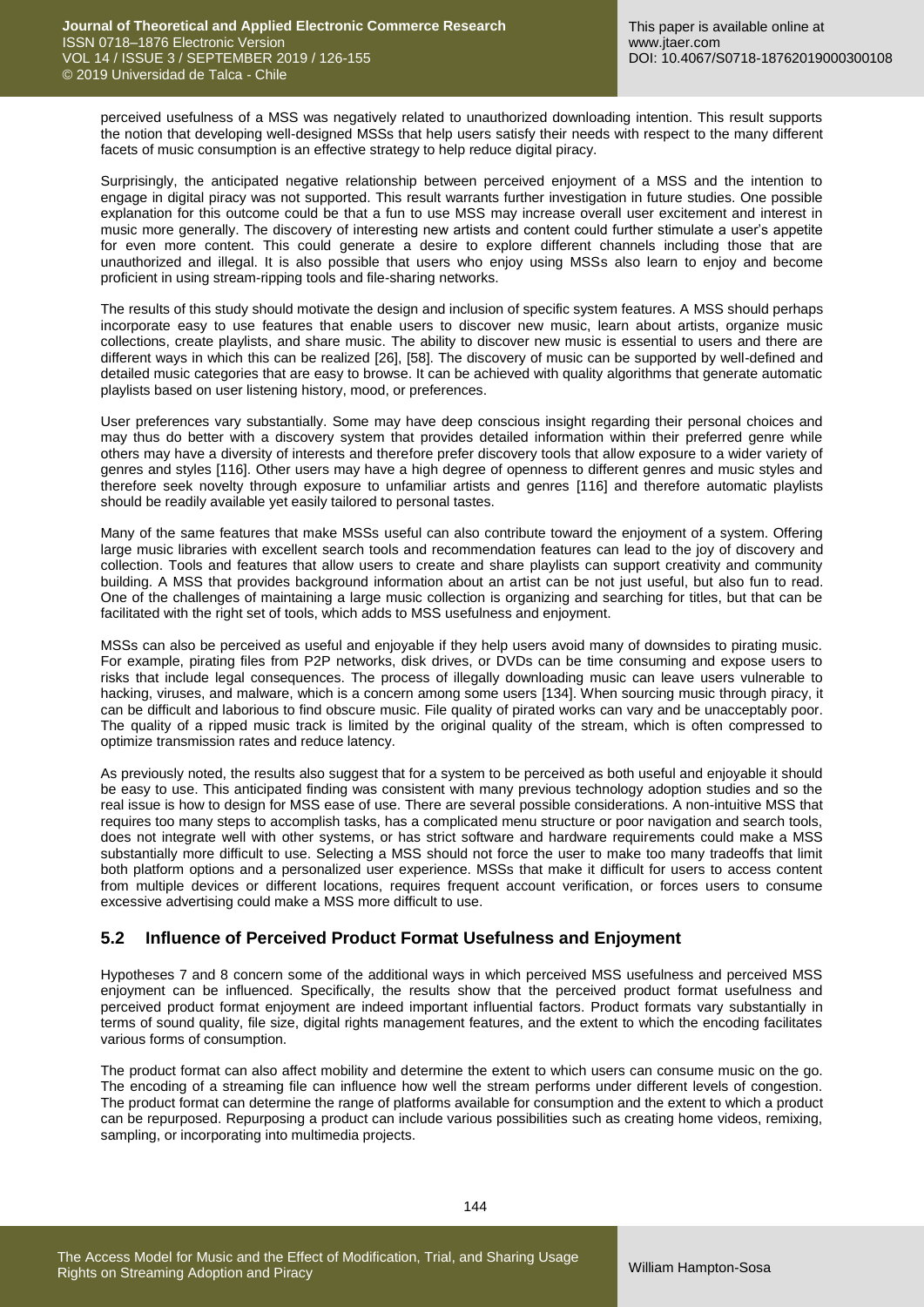perceived usefulness of a MSS was negatively related to unauthorized downloading intention. This result supports the notion that developing well-designed MSSs that help users satisfy their needs with respect to the many different facets of music consumption is an effective strategy to help reduce digital piracy.

Surprisingly, the anticipated negative relationship between perceived enjoyment of a MSS and the intention to engage in digital piracy was not supported. This result warrants further investigation in future studies. One possible explanation for this outcome could be that a fun to use MSS may increase overall user excitement and interest in music more generally. The discovery of interesting new artists and content could further stimulate a user's appetite for even more content. This could generate a desire to explore different channels including those that are unauthorized and illegal. It is also possible that users who enjoy using MSSs also learn to enjoy and become proficient in using stream-ripping tools and file-sharing networks.

The results of this study should motivate the design and inclusion of specific system features. A MSS should perhaps incorporate easy to use features that enable users to discover new music, learn about artists, organize music collections, create playlists, and share music. The ability to discover new music is essential to users and there are different ways in which this can be realized [26], [58]. The discovery of music can be supported by well-defined and detailed music categories that are easy to browse. It can be achieved with quality algorithms that generate automatic playlists based on user listening history, mood, or preferences.

User preferences vary substantially. Some may have deep conscious insight regarding their personal choices and may thus do better with a discovery system that provides detailed information within their preferred genre while others may have a diversity of interests and therefore prefer discovery tools that allow exposure to a wider variety of genres and styles [116]. Other users may have a high degree of openness to different genres and music styles and therefore seek novelty through exposure to unfamiliar artists and genres [116] and therefore automatic playlists should be readily available yet easily tailored to personal tastes.

Many of the same features that make MSSs useful can also contribute toward the enjoyment of a system. Offering large music libraries with excellent search tools and recommendation features can lead to the joy of discovery and collection. Tools and features that allow users to create and share playlists can support creativity and community building. A MSS that provides background information about an artist can be not just useful, but also fun to read. One of the challenges of maintaining a large music collection is organizing and searching for titles, but that can be facilitated with the right set of tools, which adds to MSS usefulness and enjoyment.

MSSs can also be perceived as useful and enjoyable if they help users avoid many of downsides to pirating music. For example, pirating files from P2P networks, disk drives, or DVDs can be time consuming and expose users to risks that include legal consequences. The process of illegally downloading music can leave users vulnerable to hacking, viruses, and malware, which is a concern among some users [134]. When sourcing music through piracy, it can be difficult and laborious to find obscure music. File quality of pirated works can vary and be unacceptably poor. The quality of a ripped music track is limited by the original quality of the stream, which is often compressed to optimize transmission rates and reduce latency.

As previously noted, the results also suggest that for a system to be perceived as both useful and enjoyable it should be easy to use. This anticipated finding was consistent with many previous technology adoption studies and so the real issue is how to design for MSS ease of use. There are several possible considerations. A non-intuitive MSS that requires too many steps to accomplish tasks, has a complicated menu structure or poor navigation and search tools, does not integrate well with other systems, or has strict software and hardware requirements could make a MSS substantially more difficult to use. Selecting a MSS should not force the user to make too many tradeoffs that limit both platform options and a personalized user experience. MSSs that make it difficult for users to access content from multiple devices or different locations, requires frequent account verification, or forces users to consume excessive advertising could make a MSS more difficult to use.

## 5.2 Influence of Perceived Product Format Usefulness and Enjoyment

Hypotheses 7 and 8 concern some of the additional ways in which perceived MSS usefulness and perceived MSS enjoyment can be influenced. Specifically, the results show that the perceived product format usefulness and perceived product format enjoyment are indeed important influential factors. Product formats vary substantially in terms of sound quality, file size, digital rights management features, and the extent to which the encoding facilitates various forms of consumption.

The product format can also affect mobility and determine the extent to which users can consume music on the go. The encoding of a streaming file can influence how well the stream performs under different levels of congestion. The product format can determine the range of platforms available for consumption and the extent to which a product can be repurposed. Repurposing a product can include various possibilities such as creating home videos, remixing, sampling, or incorporating into multimedia projects.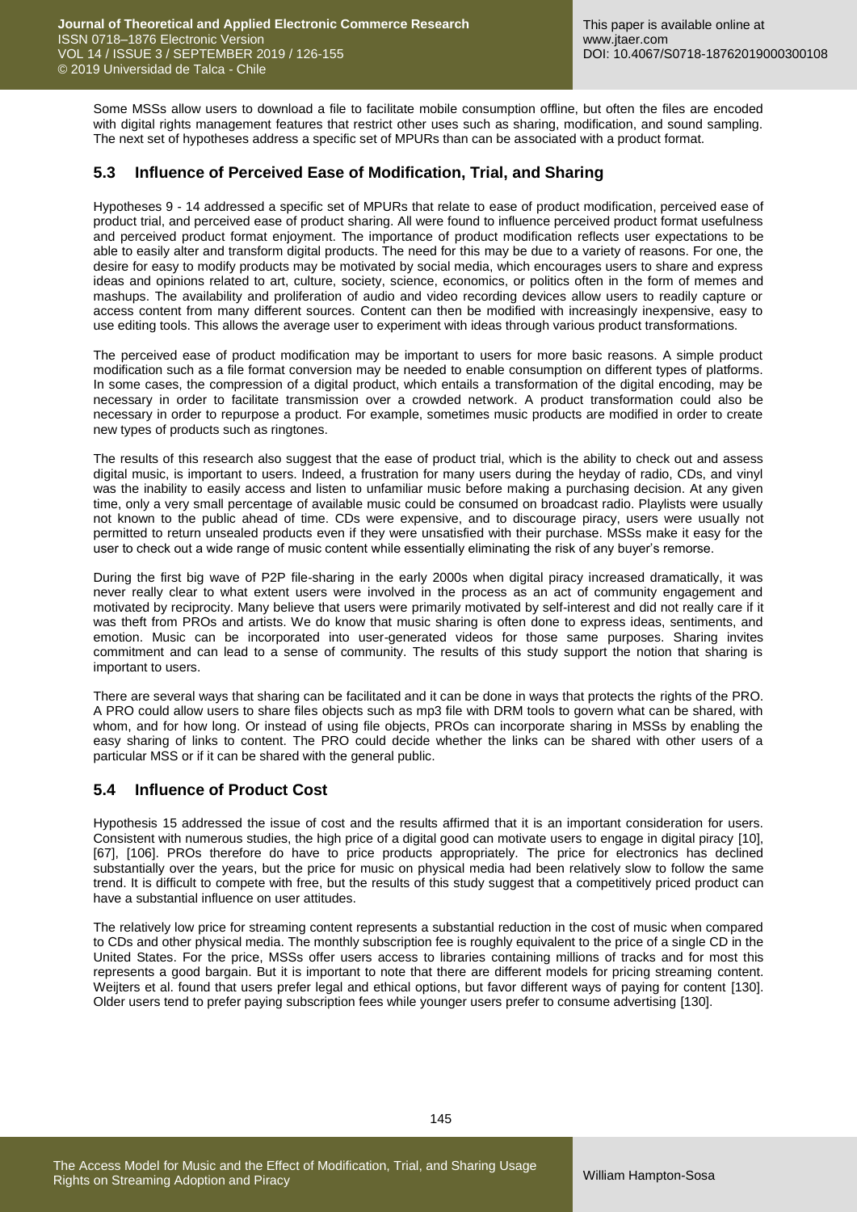Some MSSs allow users to download a file to facilitate mobile consumption offline, but often the files are encoded with digital rights management features that restrict other uses such as sharing, modification, and sound sampling. The next set of hypotheses address a specific set of MPURs than can be associated with a product format.

## 5.3 Influence of Perceived Ease of Modification, Trial, and Sharing

Hypotheses 9 - 14 addressed a specific set of MPURs that relate to ease of product modification, perceived ease of product trial, and perceived ease of product sharing. All were found to influence perceived product format usefulness and perceived product format enjoyment. The importance of product modification reflects user expectations to be able to easily alter and transform digital products. The need for this may be due to a variety of reasons. For one, the desire for easy to modify products may be motivated by social media, which encourages users to share and express ideas and opinions related to art, culture, society, science, economics, or politics often in the form of memes and mashups. The availability and proliferation of audio and video recording devices allow users to readily capture or access content from many different sources. Content can then be modified with increasingly inexpensive, easy to use editing tools. This allows the average user to experiment with ideas through various product transformations.

The perceived ease of product modification may be important to users for more basic reasons. A simple product modification such as a file format conversion may be needed to enable consumption on different types of platforms. In some cases, the compression of a digital product, which entails a transformation of the digital encoding, may be necessary in order to facilitate transmission over a crowded network. A product transformation could also be necessary in order to repurpose a product. For example, sometimes music products are modified in order to create new types of products such as ringtones.

The results of this research also suggest that the ease of product trial, which is the ability to check out and assess digital music, is important to users. Indeed, a frustration for many users during the heyday of radio, CDs, and vinyl was the inability to easily access and listen to unfamiliar music before making a purchasing decision. At any given time, only a very small percentage of available music could be consumed on broadcast radio. Playlists were usually not known to the public ahead of time. CDs were expensive, and to discourage piracy, users were usually not permitted to return unsealed products even if they were unsatisfied with their purchase. MSSs make it easy for the user to check out a wide range of music content while essentially eliminating the risk of any buyer's remorse.

During the first big wave of P2P file-sharing in the early 2000s when digital piracy increased dramatically, it was never really clear to what extent users were involved in the process as an act of community engagement and motivated by reciprocity. Many believe that users were primarily motivated by self-interest and did not really care if it was theft from PROs and artists. We do know that music sharing is often done to express ideas, sentiments, and emotion. Music can be incorporated into user-generated videos for those same purposes. Sharing invites commitment and can lead to a sense of community. The results of this study support the notion that sharing is important to users.

There are several ways that sharing can be facilitated and it can be done in ways that protects the rights of the PRO. A PRO could allow users to share files objects such as mp3 file with DRM tools to govern what can be shared, with whom, and for how long. Or instead of using file objects, PROs can incorporate sharing in MSSs by enabling the easy sharing of links to content. The PRO could decide whether the links can be shared with other users of a particular MSS or if it can be shared with the general public.

## 5.4 Influence of Product Cost

Hypothesis 15 addressed the issue of cost and the results affirmed that it is an important consideration for users. Consistent with numerous studies, the high price of a digital good can motivate users to engage in digital piracy [10], [67], [106]. PROs therefore do have to price products appropriately. The price for electronics has declined substantially over the years, but the price for music on physical media had been relatively slow to follow the same trend. It is difficult to compete with free, but the results of this study suggest that a competitively priced product can have a substantial influence on user attitudes.

The relatively low price for streaming content represents a substantial reduction in the cost of music when compared to CDs and other physical media. The monthly subscription fee is roughly equivalent to the price of a single CD in the United States. For the price, MSSs offer users access to libraries containing millions of tracks and for most this represents a good bargain. But it is important to note that there are different models for pricing streaming content. Weijters et al. found that users prefer legal and ethical options, but favor different ways of paying for content [130]. Older users tend to prefer paying subscription fees while younger users prefer to consume advertising [130].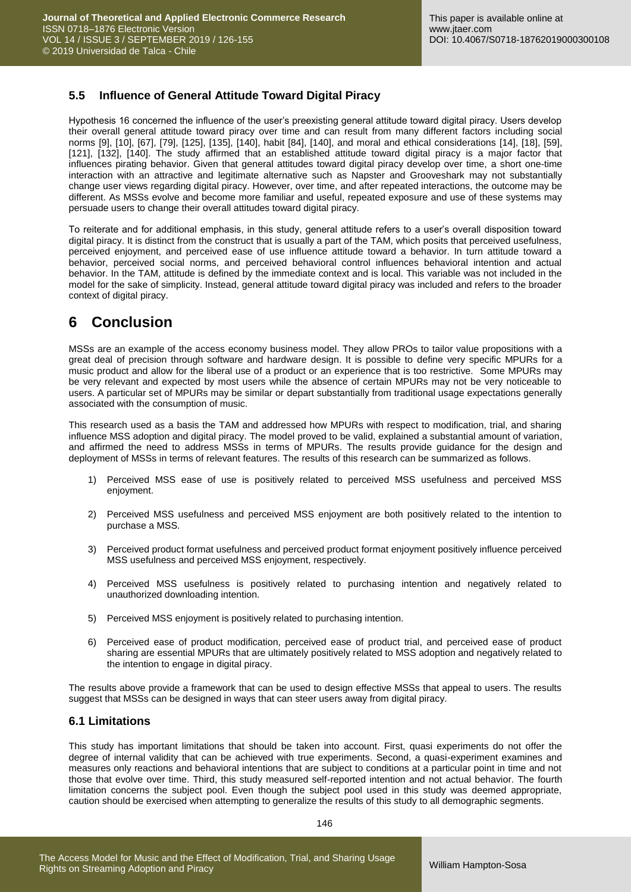### 5.5 Influence of General Attitude Toward Digital Piracy

Hypothesis 16 concerned the influence of the user's preexisting general attitude toward digital piracy. Users develop their overall general attitude toward piracy over time and can result from many different factors including social norms [9], [10], [67], [79], [125], [135], [140], habit [84], [140], and moral and ethical considerations [14], [18], [59], [121], [132], [140]. The study affirmed that an established attitude toward digital piracy is a major factor that influences pirating behavior. Given that general attitudes toward digital piracy develop over time, a short one-time interaction with an attractive and legitimate alternative such as Napster and Grooveshark may not substantially change user views regarding digital piracy. However, over time, and after repeated interactions, the outcome may be different. As MSSs evolve and become more familiar and useful, repeated exposure and use of these systems may persuade users to change their overall attitudes toward digital piracy.

To reiterate and for additional emphasis, in this study, general attitude refers to a user's overall disposition toward digital piracy. It is distinct from the construct that is usually a part of the TAM, which posits that perceived usefulness, perceived enjoyment, and perceived ease of use influence attitude toward a behavior. In turn attitude toward a behavior, perceived social norms, and perceived behavioral control influences behavioral intention and actual behavior. In the TAM, attitude is defined by the immediate context and is local. This variable was not included in the model for the sake of simplicity. Instead, general attitude toward digital piracy was included and refers to the broader context of digital piracy.

# 6 Conclusion

MSSs are an example of the access economy business model. They allow PROs to tailor value propositions with a great deal of precision through software and hardware design. It is possible to define very specific MPURs for a music product and allow for the liberal use of a product or an experience that is too restrictive. Some MPURs may be very relevant and expected by most users while the absence of certain MPURs may not be very noticeable to users. A particular set of MPURs may be similar or depart substantially from traditional usage expectations generally associated with the consumption of music.

This research used as a basis the TAM and addressed how MPURs with respect to modification, trial, and sharing influence MSS adoption and digital piracy. The model proved to be valid, explained a substantial amount of variation, and affirmed the need to address MSSs in terms of MPURs. The results provide guidance for the design and deployment of MSSs in terms of relevant features. The results of this research can be summarized as follows.

1) Perceived MSS ease of use is positively related to perceived MSS usefulness and perceived MSS enjoyment.

2) Perceived MSS usefulness and perceived MSS enjoyment are both positively related to the intention to purchase a MSS.

3) Perceived product format usefulness and perceived product format enjoyment positively influence perceived MSS usefulness and perceived MSS enjoyment, respectively.

4) Perceived MSS usefulness is positively related to purchasing intention and negatively related to unauthorized downloading intention.

5) Perceived MSS enjoyment is positively related to purchasing intention.

6) Perceived ease of product modification, perceived ease of product trial, and perceived ease of product sharing are essential MPURs that are ultimately positively related to MSS adoption and negatively related to the intention to engage in digital piracy.

The results above provide a framework that can be used to design effective MSSs that appeal to users. The results suggest that MSSs can be designed in ways that can steer users away from digital piracy.

### 6.1 Limitations

This study has important limitations that should be taken into account. First, quasi experiments do not offer the degree of internal validity that can be achieved with true experiments. Second, a quasi-experiment examines and measures only reactions and behavioral intentions that are subject to conditions at a particular point in time and not those that evolve over time. Third, this study measured self-reported intention and not actual behavior. The fourth limitation concerns the subject pool. Even though the subject pool used in this study was deemed appropriate, caution should be exercised when attempting to generalize the results of this study to all demographic segments.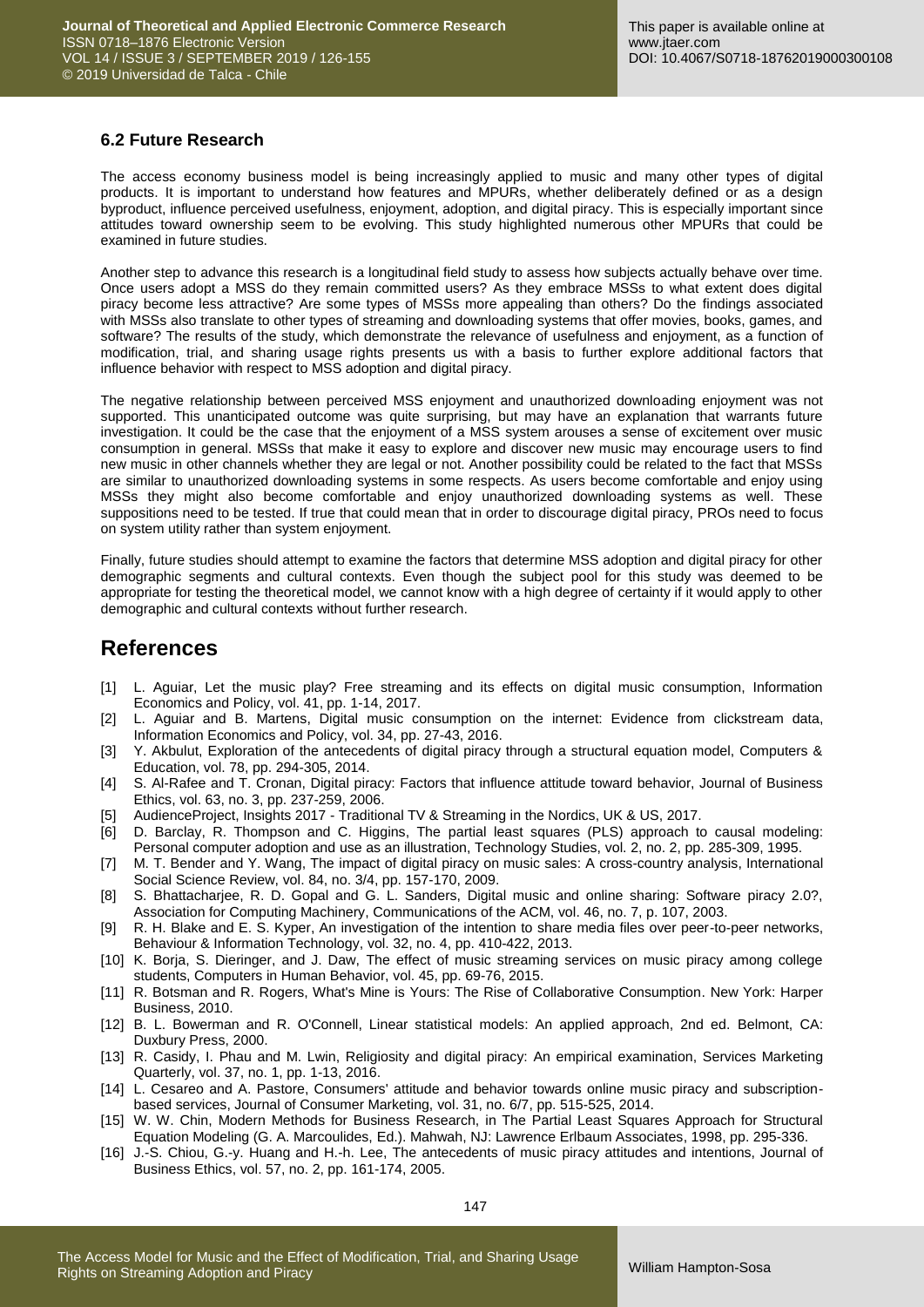### 6.2 Future Research

The access economy business model is being increasingly applied to music and many other types of digital products. It is important to understand how features and MPURs, whether deliberately defined or as a design byproduct, influence perceived usefulness, enjoyment, adoption, and digital piracy. This is especially important since attitudes toward ownership seem to be evolving. This study highlighted numerous other MPURs that could be examined in future studies.

Another step to advance this research is a longitudinal field study to assess how subjects actually behave over time. Once users adopt a MSS do they remain committed users? As they embrace MSSs to what extent does digital piracy become less attractive? Are some types of MSSs more appealing than others? Do the findings associated with MSSs also translate to other types of streaming and downloading systems that offer movies, books, games, and software? The results of the study, which demonstrate the relevance of usefulness and enjoyment, as a function of modification, trial, and sharing usage rights presents us with a basis to further explore additional factors that influence behavior with respect to MSS adoption and digital piracy.

The negative relationship between perceived MSS enjoyment and unauthorized downloading enjoyment was not supported. This unanticipated outcome was quite surprising, but may have an explanation that warrants future investigation. It could be the case that the enjoyment of a MSS system arouses a sense of excitement over music consumption in general. MSSs that make it easy to explore and discover new music may encourage users to find new music in other channels whether they are legal or not. Another possibility could be related to the fact that MSSs are similar to unauthorized downloading systems in some respects. As users become comfortable and enjoy using MSSs they might also become comfortable and enjoy unauthorized downloading systems as well. These suppositions need to be tested. If true that could mean that in order to discourage digital piracy, PROs need to focus on system utility rather than system enjoyment.

Finally, future studies should attempt to examine the factors that determine MSS adoption and digital piracy for other demographic segments and cultural contexts. Even though the subject pool for this study was deemed to be appropriate for testing the theoretical model, we cannot know with a high degree of certainty if it would apply to other demographic and cultural contexts without further research.

## References

[1] L. Aguiar, Let the music play? Free streaming and its effects on digital music consumption, Information Economics and Policy, vol. 41, pp. 1-14, 2017.

[2] L. Aguiar and B. Martens, Digital music consumption on the internet: Evidence from clickstream data, Information Economics and Policy, vol. 34, pp. 27-43, 2016.

[3] Y. Akbulut, Exploration of the antecedents of digital piracy through a structural equation model, Computers & Education, vol. 78, pp. 294-305, 2014.

[4] S. Al-Rafee and T. Cronan, Digital piracy: Factors that influence attitude toward behavior, Journal of Business Ethics, vol. 63, no. 3, pp. 237-259, 2006.

[5] AudienceProject, Insights 2017 - Traditional TV & Streaming in the Nordics, UK & US, 2017.

[6] D. Barclay, R. Thompson and C. Higgins, The partial least squares (PLS) approach to causal modeling: Personal computer adoption and use as an illustration, Technology Studies, vol. 2, no. 2, pp. 285-309, 1995.

[7] M. T. Bender and Y. Wang, The impact of digital piracy on music sales: A cross-country analysis, International Social Science Review, vol. 84, no. 3/4, pp. 157-170, 2009.

[8] S. Bhattacharjee, R. D. Gopal and G. L. Sanders, Digital music and online sharing: Software piracy 2.0?, Association for Computing Machinery, Communications of the ACM, vol. 46, no. 7, p. 107, 2003.

[9] R. H. Blake and E. S. Kyper, An investigation of the intention to share media files over peer-to-peer networks, Behaviour & Information Technology, vol. 32, no. 4, pp. 410-422, 2013.

[10] K. Borja, S. Dieringer, and J. Daw, The effect of music streaming services on music piracy among college students, Computers in Human Behavior, vol. 45, pp. 69-76, 2015.

[11] R. Botsman and R. Rogers, What's Mine is Yours: The Rise of Collaborative Consumption. New York: Harper Business, 2010.

[12] B. L. Bowerman and R. O'Connell, Linear statistical models: An applied approach, 2nd ed. Belmont, CA: Duxbury Press, 2000.

[13] R. Casidy, I. Phau and M. Lwin, Religiosity and digital piracy: An empirical examination, Services Marketing Quarterly, vol. 37, no. 1, pp. 1-13, 2016.

[14] L. Cesareo and A. Pastore, Consumers' attitude and behavior towards online music piracy and subscription-based services, Journal of Consumer Marketing, vol. 31, no. 6/7, pp. 515-525, 2014.

[15] W. W. Chin, Modern Methods for Business Research, in The Partial Least Squares Approach for Structural Equation Modeling (G. A. Marcoulides, Ed.). Mahwah, NJ: Lawrence Erlbaum Associates, 1998, pp. 295-336.

[16] J.-S. Chiou, G.-y. Huang and H.-h. Lee, The antecedents of music piracy attitudes and intentions, Journal of Business Ethics, vol. 57, no. 2, pp. 161-174, 2005.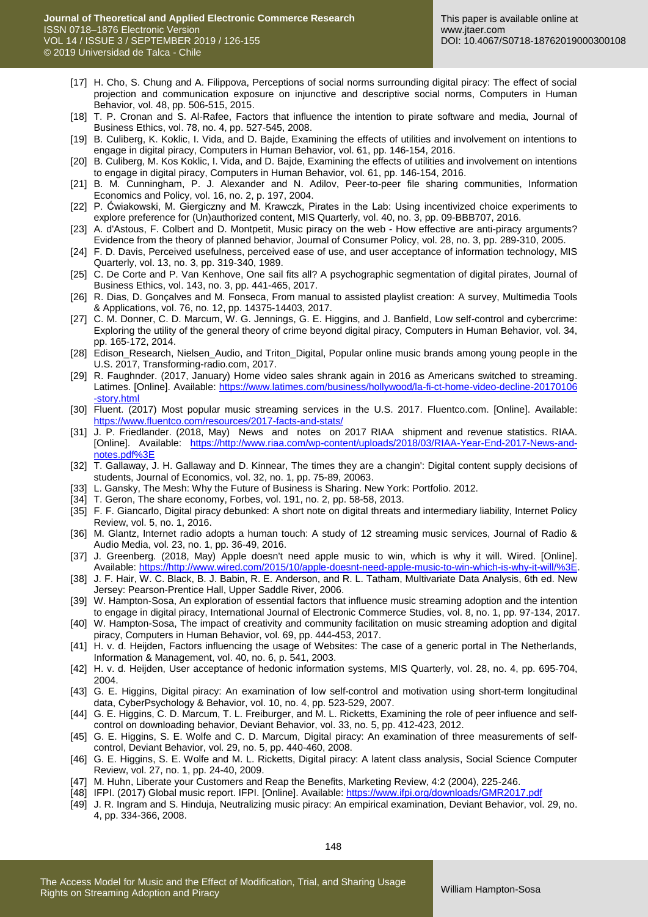- [17] H. Cho, S. Chung and A. Filippova, Perceptions of social norms surrounding digital piracy: The effect of social projection and communication exposure on injunctive and descriptive social norms, Computers in Human Behavior, vol. 48, pp. 506-515, 2015.
- [18] T. P. Cronan and S. Al-Rafee, Factors that influence the intention to pirate software and media, Journal of Business Ethics, vol. 78, no. 4, pp. 527-545, 2008.
- [19] B. Culiberg, K. Koklic, I. Vida, and D. Bajde, Examining the effects of utilities and involvement on intentions to engage in digital piracy, Computers in Human Behavior, vol. 61, pp. 146-154, 2016.
- [20] B. Culiberg, M. Kos Koklic, I. Vida, and D. Bajde, Examining the effects of utilities and involvement on intentions to engage in digital piracy, Computers in Human Behavior, vol. 61, pp. 146-154, 2016.
- [21] B. M. Cunningham, P. J. Alexander and N. Adilov, Peer-to-peer file sharing communities, Information Economics and Policy, vol. 16, no. 2, p. 197, 2004.
- [22] P. Ćwiakowski, M. Giergiczny and M. Krawczk, Pirates in the Lab: Using incentivized choice experiments to explore preference for (Un)authorized content, MIS Quarterly, vol. 40, no. 3, pp. 09-BBB707, 2016.
- [23] A. d'Astous, F. Colbert and D. Montpetit, Music piracy on the web - How effective are anti-piracy arguments? Evidence from the theory of planned behavior, Journal of Consumer Policy, vol. 28, no. 3, pp. 289-310, 2005.
- [24] F. D. Davis, Perceived usefulness, perceived ease of use, and user acceptance of information technology, MIS Quarterly, vol. 13, no. 3, pp. 319-340, 1989.
- [25] C. De Corte and P. Van Kenhove, One sail fits all? A psychographic segmentation of digital pirates, Journal of Business Ethics, vol. 143, no. 3, pp. 441-465, 2017.
- [26] R. Dias, D. Gonçalves and M. Fonseca, From manual to assisted playlist creation: A survey, Multimedia Tools & Applications, vol. 76, no. 12, pp. 14375-14403, 2017.
- [27] C. M. Donner, C. D. Marcum, W. G. Jennings, G. E. Higgins, and J. Banfield, Low self-control and cybercrime: Exploring the utility of the general theory of crime beyond digital piracy, Computers in Human Behavior, vol. 34, pp. 165-172, 2014.
- [28] Edison_Research, Nielsen_Audio, and Triton_Digital, Popular online music brands among young people in the U.S. 2017, Transforming-radio.com, 2017.
- [29] R. Faughnder. (2017, January) Home video sales shrank again in 2016 as Americans switched to streaming. Latimes. [Online]. Available: https://www.latimes.com/business/hollywood/la-fi-ct-home-video-decline-20170106-story.html
- [30] Fluent. (2017) Most popular music streaming services in the U.S. 2017. Fluentco.com. [Online]. Available: https://www.fluentco.com/resources/2017-facts-and-stats/
- [31] J. P. Friedlander. (2018, May) News and notes on 2017 RIAA shipment and revenue statistics. RIAA. [Online]. Available: https://http://www.riaa.com/wp-content/uploads/2018/03/RIAA-Year-End-2017-News-and-notes.pdf%3E
- [32] T. Gallaway, J. H. Gallaway and D. Kinnear, The times they are a changin': Digital content supply decisions of students, Journal of Economics, vol. 32, no. 1, pp. 75-89, 20063.
- [33] L. Gansky, The Mesh: Why the Future of Business is Sharing. New York: Portfolio. 2012.
- [34] T. Geron, The share economy, Forbes, vol. 191, no. 2, pp. 58-58, 2013.
- [35] F. F. Giancarlo, Digital piracy debunked: A short note on digital threats and intermediary liability, Internet Policy Review, vol. 5, no. 1, 2016.
- [36] M. Glantz, Internet radio adopts a human touch: A study of 12 streaming music services, Journal of Radio & Audio Media, vol. 23, no. 1, pp. 36-49, 2016.
- [37] J. Greenberg. (2018, May) Apple doesn't need apple music to win, which is why it will. Wired. [Online]. Available: https://http://www.wired.com/2015/10/apple-doesnt-need-apple-music-to-win-which-is-why-it-will/%3E.
- [38] J. F. Hair, W. C. Black, B. J. Babin, R. E. Anderson, and R. L. Tatham, Multivariate Data Analysis, 6th ed. New Jersey: Pearson-Prentice Hall, Upper Saddle River, 2006.
- [39] W. Hampton-Sosa, An exploration of essential factors that influence music streaming adoption and the intention to engage in digital piracy, International Journal of Electronic Commerce Studies, vol. 8, no. 1, pp. 97-134, 2017.
- [40] W. Hampton-Sosa, The impact of creativity and community facilitation on music streaming adoption and digital piracy, Computers in Human Behavior, vol. 69, pp. 444-453, 2017.
- [41] H. v. d. Heijden, Factors influencing the usage of Websites: The case of a generic portal in The Netherlands, Information & Management, vol. 40, no. 6, p. 541, 2003.
- [42] H. v. d. Heijden, User acceptance of hedonic information systems, MIS Quarterly, vol. 28, no. 4, pp. 695-704, 2004.
- [43] G. E. Higgins, Digital piracy: An examination of low self-control and motivation using short-term longitudinal data, CyberPsychology & Behavior, vol. 10, no. 4, pp. 523-529, 2007.
- [44] G. E. Higgins, C. D. Marcum, T. L. Freiburger, and M. L. Ricketts, Examining the role of peer influence and self-control on downloading behavior, Deviant Behavior, vol. 33, no. 5, pp. 412-423, 2012.
- [45] G. E. Higgins, S. E. Wolfe and C. D. Marcum, Digital piracy: An examination of three measurements of self-control, Deviant Behavior, vol. 29, no. 5, pp. 440-460, 2008.
- [46] G. E. Higgins, S. E. Wolfe and M. L. Ricketts, Digital piracy: A latent class analysis, Social Science Computer Review, vol. 27, no. 1, pp. 24-40, 2009.
- [47] M. Huhn, Liberate your Customers and Reap the Benefits, Marketing Review, 4:2 (2004), 225-246.
- [48] IFPI. (2017) Global music report. IFPI. [Online]. Available: https://www.ifpi.org/downloads/GMR2017.pdf
- [49] J. R. Ingram and S. Hinduja, Neutralizing music piracy: An empirical examination, Deviant Behavior, vol. 29, no. 4, pp. 334-366, 2008.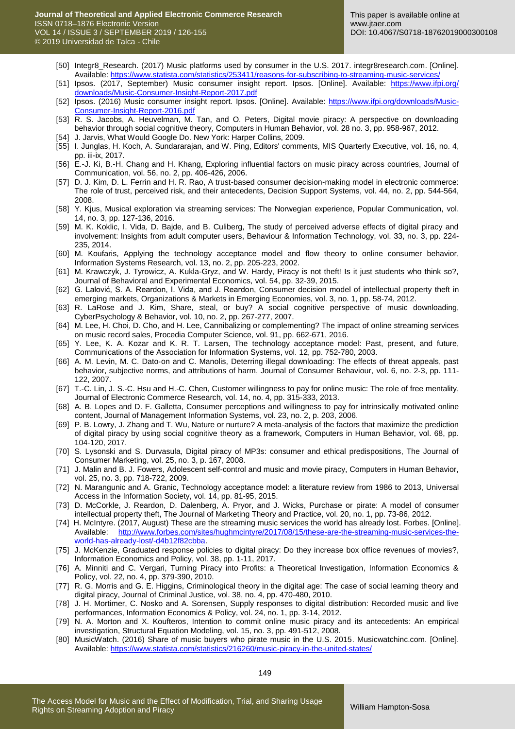[50] Integr8_Research. (2017) Music platforms used by consumer in the U.S. 2017. integr8research.com. [Online]. Available: https://www.statista.com/statistics/253411/reasons-for-subscribing-to-streaming-music-services/

[51] Ipsos. (2017, September) Music consumer insight report. Ipsos. [Online]. Available: https://www.ifpi.org/downloads/Music-Consumer-Insight-Report-2017.pdf

[52] Ipsos. (2016) Music consumer insight report. Ipsos. [Online]. Available: https://www.ifpi.org/downloads/Music-Consumer-Insight-Report-2016.pdf

[53] R. S. Jacobs, A. Heuvelman, M. Tan, and O. Peters, Digital movie piracy: A perspective on downloading behavior through social cognitive theory, Computers in Human Behavior, vol. 28 no. 3, pp. 958-967, 2012.

[54] J. Jarvis, What Would Google Do. New York: Harper Collins, 2009.

[55] I. Junglas, H. Koch, A. Sundararajan, and W. Ping, Editors' comments, MIS Quarterly Executive, vol. 16, no. 4, pp. iii-ix, 2017.

[56] E.-J. Ki, B.-H. Chang and H. Khang, Exploring influential factors on music piracy across countries, Journal of Communication, vol. 56, no. 2, pp. 406-426, 2006.

[57] D. J. Kim, D. L. Ferrin and H. R. Rao, A trust-based consumer decision-making model in electronic commerce: The role of trust, perceived risk, and their antecedents, Decision Support Systems, vol. 44, no. 2, pp. 544-564, 2008.

[58] Y. Kjus, Musical exploration via streaming services: The Norwegian experience, Popular Communication, vol. 14, no. 3, pp. 127-136, 2016.

[59] M. K. Koklic, I. Vida, D. Bajde, and B. Culiberg, The study of perceived adverse effects of digital piracy and involvement: Insights from adult computer users, Behaviour & Information Technology, vol. 33, no. 3, pp. 224-235, 2014.

[60] M. Koufaris, Applying the technology acceptance model and flow theory to online consumer behavior, Information Systems Research, vol. 13, no. 2, pp. 205-223, 2002.

[61] M. Krawczyk, J. Tyrowicz, A. Kukla-Gryz, and W. Hardy, Piracy is not theft! Is it just students who think so?, Journal of Behavioral and Experimental Economics, vol. 54, pp. 32-39, 2015.

[62] G. Lalović, S. A. Reardon, I. Vida, and J. Reardon, Consumer decision model of intellectual property theft in emerging markets, Organizations & Markets in Emerging Economies, vol. 3, no. 1, pp. 58-74, 2012.

[63] R. LaRose and J. Kim, Share, steal, or buy? A social cognitive perspective of music downloading, CyberPsychology & Behavior, vol. 10, no. 2, pp. 267-277, 2007.

[64] M. Lee, H. Choi, D. Cho, and H. Lee, Cannibalizing or complementing? The impact of online streaming services on music record sales, Procedia Computer Science, vol. 91, pp. 662-671, 2016.

[65] Y. Lee, K. A. Kozar and K. R. T. Larsen, The technology acceptance model: Past, present, and future, Communications of the Association for Information Systems, vol. 12, pp. 752-780, 2003.

[66] A. M. Levin, M. C. Dato-on and C. Manolis, Deterring illegal downloading: The effects of threat appeals, past behavior, subjective norms, and attributions of harm, Journal of Consumer Behaviour, vol. 6, no. 2-3, pp. 111-122, 2007.

[67] T.-C. Lin, J. S.-C. Hsu and H.-C. Chen, Customer willingness to pay for online music: The role of free mentality, Journal of Electronic Commerce Research, vol. 14, no. 4, pp. 315-333, 2013.

[68] A. B. Lopes and D. F. Galletta, Consumer perceptions and willingness to pay for intrinsically motivated online content, Journal of Management Information Systems, vol. 23, no. 2, p. 203, 2006.

[69] P. B. Lowry, J. Zhang and T. Wu, Nature or nurture? A meta-analysis of the factors that maximize the prediction of digital piracy by using social cognitive theory as a framework, Computers in Human Behavior, vol. 68, pp. 104-120, 2017.

[70] S. Lysonski and S. Durvasula, Digital piracy of MP3s: consumer and ethical predispositions, The Journal of Consumer Marketing, vol. 25, no. 3, p. 167, 2008.

[71] J. Malin and B. J. Fowers, Adolescent self-control and music and movie piracy, Computers in Human Behavior, vol. 25, no. 3, pp. 718-722, 2009.

[72] N. Marangunic and A. Granic, Technology acceptance model: a literature review from 1986 to 2013, Universal Access in the Information Society, vol. 14, pp. 81-95, 2015.

[73] D. McCorkle, J. Reardon, D. Dalenberg, A. Pryor, and J. Wicks, Purchase or pirate: A model of consumer intellectual property theft, The Journal of Marketing Theory and Practice, vol. 20, no. 1, pp. 73-86, 2012.

[74] H. McIntyre. (2017, August) These are the streaming music services the world has already lost. Forbes. [Online]. Available: http://www.forbes.com/sites/hughmcintyre/2017/08/15/these-are-the-streaming-music-services-the-world-has-already-lost/-d4b12f82cbba.

[75] J. McKenzie, Graduated response policies to digital piracy: Do they increase box office revenues of movies?, Information Economics and Policy, vol. 38, pp. 1-11, 2017.

[76] A. Minniti and C. Vergari, Turning Piracy into Profits: a Theoretical Investigation, Information Economics & Policy, vol. 22, no. 4, pp. 379-390, 2010.

[77] R. G. Morris and G. E. Higgins, Criminological theory in the digital age: The case of social learning theory and digital piracy, Journal of Criminal Justice, vol. 38, no. 4, pp. 470-480, 2010.

[78] J. H. Mortimer, C. Nosko and A. Sorensen, Supply responses to digital distribution: Recorded music and live performances, Information Economics & Policy, vol. 24, no. 1, pp. 3-14, 2012.

[79] N. A. Morton and X. Koufteros, Intention to commit online music piracy and its antecedents: An empirical investigation, Structural Equation Modeling, vol. 15, no. 3, pp. 491-512, 2008.

[80] MusicWatch. (2016) Share of music buyers who pirate music in the U.S. 2015. Musicwatchinc.com. [Online]. Available: https://www.statista.com/statistics/216260/music-piracy-in-the-united-states/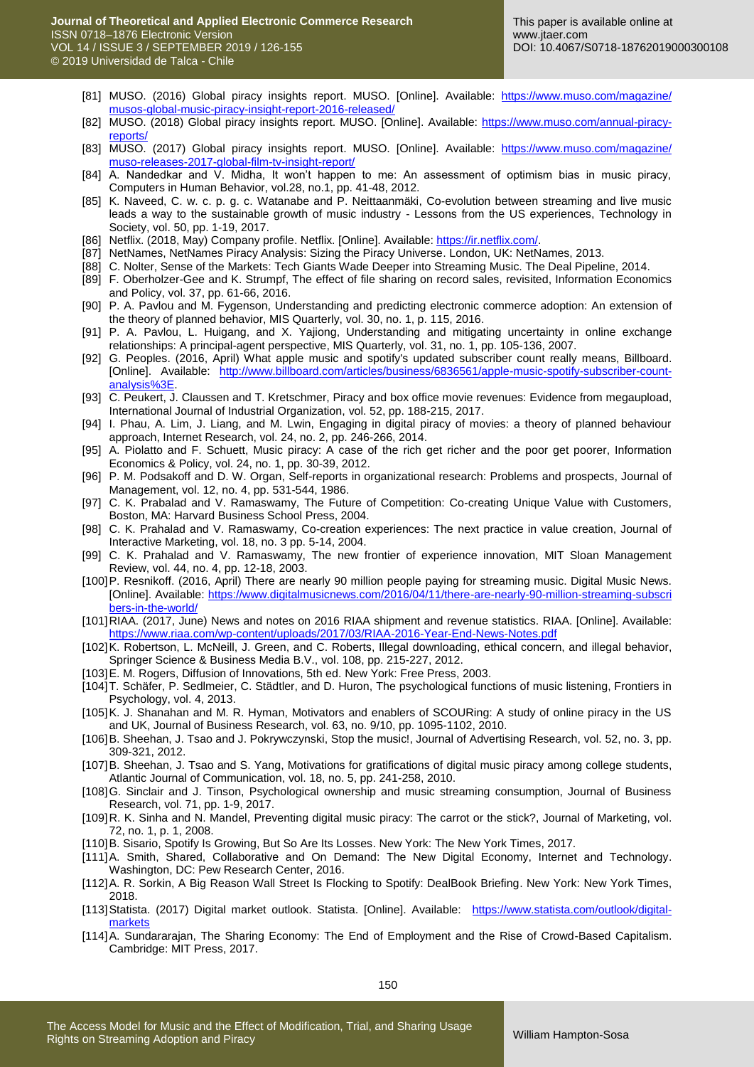[81] MUSO. (2016) Global piracy insights report. MUSO. [Online]. Available: https://www.muso.com/magazine/musos-global-music-piracy-insight-report-2016-released/

[82] MUSO. (2018) Global piracy insights report. MUSO. [Online]. Available: https://www.muso.com/annual-piracy-reports/

[83] MUSO. (2017) Global piracy insights report. MUSO. [Online]. Available: https://www.muso.com/magazine/muso-releases-2017-global-film-tv-insight-report/

[84] A. Nandedkar and V. Midha, It won't happen to me: An assessment of optimism bias in music piracy, Computers in Human Behavior, vol.28, no.1, pp. 41-48, 2012.

[85] K. Naveed, C. w. c. p. g. c. Watanabe and P. Neittaanmäki, Co-evolution between streaming and live music leads a way to the sustainable growth of music industry - Lessons from the US experiences, Technology in Society, vol. 50, pp. 1-19, 2017.

[86] Netflix. (2018, May) Company profile. Netflix. [Online]. Available: https://ir.netflix.com/.

[87] NetNames, NetNames Piracy Analysis: Sizing the Piracy Universe. London, UK: NetNames, 2013.

[88] C. Nolter, Sense of the Markets: Tech Giants Wade Deeper into Streaming Music. The Deal Pipeline, 2014.

[89] F. Oberholzer-Gee and K. Strumpf, The effect of file sharing on record sales, revisited, Information Economics and Policy, vol. 37, pp. 61-66, 2016.

[90] P. A. Pavlou and M. Fygenson, Understanding and predicting electronic commerce adoption: An extension of the theory of planned behavior, MIS Quarterly, vol. 30, no. 1, p. 115, 2016.

[91] P. A. Pavlou, L. Huigang, and X. Yajiong, Understanding and mitigating uncertainty in online exchange relationships: A principal-agent perspective, MIS Quarterly, vol. 31, no. 1, pp. 105-136, 2007.

[92] G. Peoples. (2016, April) What apple music and spotify's updated subscriber count really means, Billboard. [Online]. Available: http://www.billboard.com/articles/business/6836561/apple-music-spotify-subscriber-count-analysis%3E.

[93] C. Peukert, J. Claussen and T. Kretschmer, Piracy and box office movie revenues: Evidence from megaupload, International Journal of Industrial Organization, vol. 52, pp. 188-215, 2017.

[94] I. Phau, A. Lim, J. Liang, and M. Lwin, Engaging in digital piracy of movies: a theory of planned behaviour approach, Internet Research, vol. 24, no. 2, pp. 246-266, 2014.

[95] A. Piolatto and F. Schuett, Music piracy: A case of the rich get richer and the poor get poorer, Information Economics & Policy, vol. 24, no. 1, pp. 30-39, 2012.

[96] P. M. Podsakoff and D. W. Organ, Self-reports in organizational research: Problems and prospects, Journal of Management, vol. 12, no. 4, pp. 531-544, 1986.

[97] C. K. Prabalad and V. Ramaswamy, The Future of Competition: Co-creating Unique Value with Customers, Boston, MA: Harvard Business School Press, 2004.

[98] C. K. Prahalad and V. Ramaswamy, Co-creation experiences: The next practice in value creation, Journal of Interactive Marketing, vol. 18, no. 3 pp. 5-14, 2004.

[99] C. K. Prahalad and V. Ramaswamy, The new frontier of experience innovation, MIT Sloan Management Review, vol. 44, no. 4, pp. 12-18, 2003.

[100] P. Resnikoff. (2016, April) There are nearly 90 million people paying for streaming music. Digital Music News. [Online]. Available: https://www.digitalmusicnews.com/2016/04/11/there-are-nearly-90-million-streaming-subscribers-in-the-world/

[101] RIAA. (2017, June) News and notes on 2016 RIAA shipment and revenue statistics. RIAA. [Online]. Available: https://www.riaa.com/wp-content/uploads/2017/03/RIAA-2016-Year-End-News-Notes.pdf

[102] K. Robertson, L. McNeill, J. Green, and C. Roberts, Illegal downloading, ethical concern, and illegal behavior, Springer Science & Business Media B.V., vol. 108, pp. 215-227, 2012.

[103] E. M. Rogers, Diffusion of Innovations, 5th ed. New York: Free Press, 2003.

[104] T. Schäfer, P. Sedlmeier, C. Städtler, and D. Huron, The psychological functions of music listening, Frontiers in Psychology, vol. 4, 2013.

[105] K. J. Shanahan and M. R. Hyman, Motivators and enablers of SCOURing: A study of online piracy in the US and UK, Journal of Business Research, vol. 63, no. 9/10, pp. 1095-1102, 2010.

[106] B. Sheehan, J. Tsao and J. Pokrywczynski, Stop the music!, Journal of Advertising Research, vol. 52, no. 3, pp. 309-321, 2012.

[107] B. Sheehan, J. Tsao and S. Yang, Motivations for gratifications of digital music piracy among college students, Atlantic Journal of Communication, vol. 18, no. 5, pp. 241-258, 2010.

[108] G. Sinclair and J. Tinson, Psychological ownership and music streaming consumption, Journal of Business Research, vol. 71, pp. 1-9, 2017.

[109] R. K. Sinha and N. Mandel, Preventing digital music piracy: The carrot or the stick?, Journal of Marketing, vol. 72, no. 1, p. 1, 2008.

[110] B. Sisario, Spotify Is Growing, But So Are Its Losses. New York: The New York Times, 2017.

[111] A. Smith, Shared, Collaborative and On Demand: The New Digital Economy, Internet and Technology. Washington, DC: Pew Research Center, 2016.

[112] A. R. Sorkin, A Big Reason Wall Street Is Flocking to Spotify: DealBook Briefing. New York: New York Times, 2018.

[113] Statista. (2017) Digital market outlook. Statista. [Online]. Available: https://www.statista.com/outlook/digital-markets

[114] A. Sundararajan, The Sharing Economy: The End of Employment and the Rise of Crowd-Based Capitalism. Cambridge: MIT Press, 2017.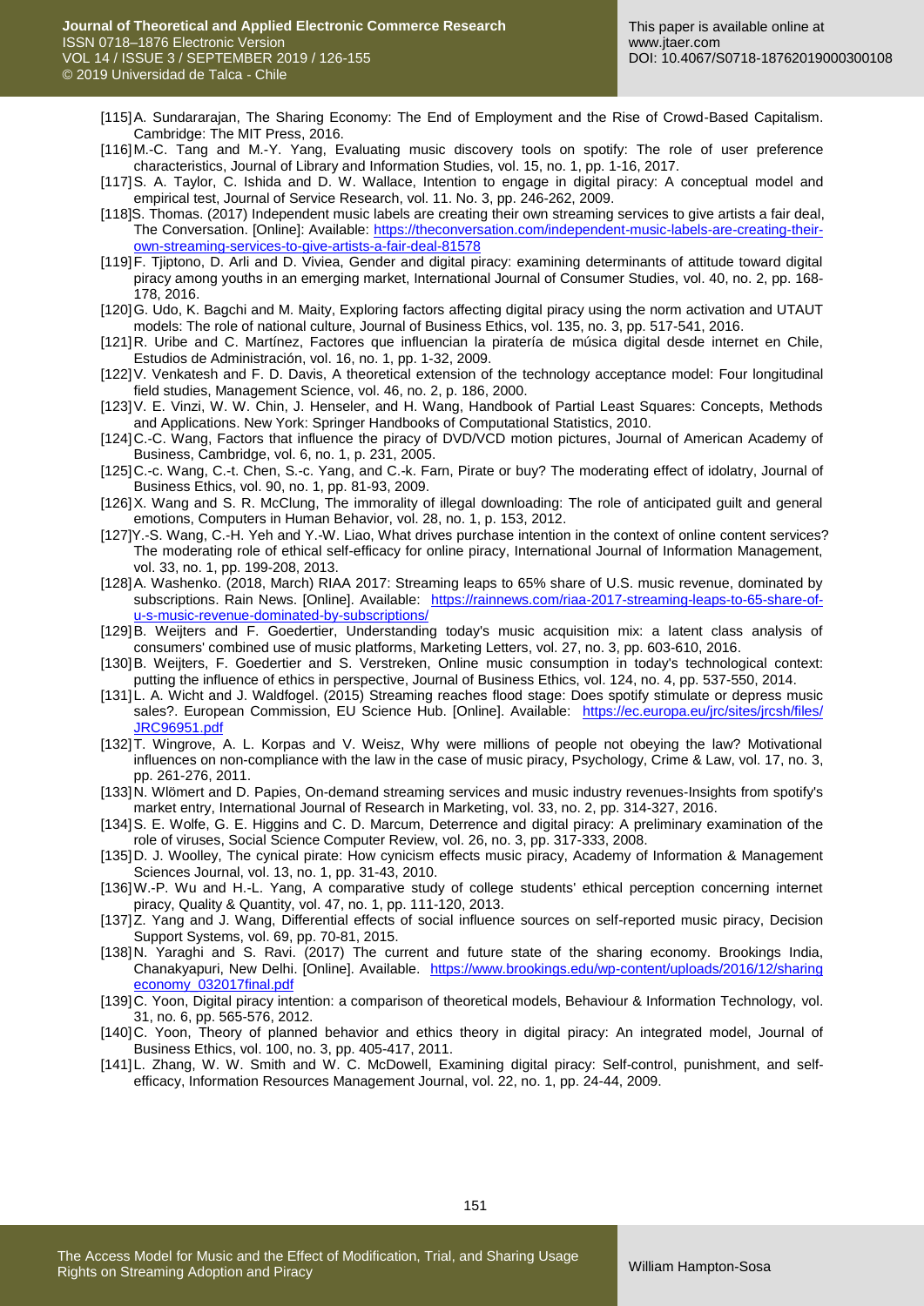[115] A. Sundararajan, The Sharing Economy: The End of Employment and the Rise of Crowd-Based Capitalism. Cambridge: The MIT Press, 2016.

[116] M.-C. Tang and M.-Y. Yang, Evaluating music discovery tools on spotify: The role of user preference characteristics, Journal of Library and Information Studies, vol. 15, no. 1, pp. 1-16, 2017.

[117] S. A. Taylor, C. Ishida and D. W. Wallace, Intention to engage in digital piracy: A conceptual model and empirical test, Journal of Service Research, vol. 11. No. 3, pp. 246-262, 2009.

[118] S. Thomas. (2017) Independent music labels are creating their own streaming services to give artists a fair deal, The Conversation. [Online]: Available: https://theconversation.com/independent-music-labels-are-creating-their-own-streaming-services-to-give-artists-a-fair-deal-81578

[119] F. Tjiptono, D. Arli and D. Viviea, Gender and digital piracy: examining determinants of attitude toward digital piracy among youths in an emerging market, International Journal of Consumer Studies, vol. 40, no. 2, pp. 168-178, 2016.

[120] G. Udo, K. Bagchi and M. Maity, Exploring factors affecting digital piracy using the norm activation and UTAUT models: The role of national culture, Journal of Business Ethics, vol. 135, no. 3, pp. 517-541, 2016.

[121] R. Uribe and C. Martínez, Factores que influencian la piratería de música digital desde internet en Chile, Estudios de Administración, vol. 16, no. 1, pp. 1-32, 2009.

[122] V. Venkatesh and F. D. Davis, A theoretical extension of the technology acceptance model: Four longitudinal field studies, Management Science, vol. 46, no. 2, p. 186, 2000.

[123] V. E. Vinzi, W. W. Chin, J. Henseler, and H. Wang, Handbook of Partial Least Squares: Concepts, Methods and Applications. New York: Springer Handbooks of Computational Statistics, 2010.

[124] C.-C. Wang, Factors that influence the piracy of DVD/VCD motion pictures, Journal of American Academy of Business, Cambridge, vol. 6, no. 1, p. 231, 2005.

[125] C.-c. Wang, C.-t. Chen, S.-c. Yang, and C.-k. Farn, Pirate or buy? The moderating effect of idolatry, Journal of Business Ethics, vol. 90, no. 1, pp. 81-93, 2009.

[126] X. Wang and S. R. McClung, The immorality of illegal downloading: The role of anticipated guilt and general emotions, Computers in Human Behavior, vol. 28, no. 1, p. 153, 2012.

[127] Y.-S. Wang, C.-H. Yeh and Y.-W. Liao, What drives purchase intention in the context of online content services? The moderating role of ethical self-efficacy for online piracy, International Journal of Information Management, vol. 33, no. 1, pp. 199-208, 2013.

[128] A. Washenko. (2018, March) RIAA 2017: Streaming leaps to 65% share of U.S. music revenue, dominated by subscriptions. Rain News. [Online]. Available: https://rainnews.com/riaa-2017-streaming-leaps-to-65-share-of-u-s-music-revenue-dominated-by-subscriptions/

[129] B. Weijters and F. Goedertier, Understanding today's music acquisition mix: a latent class analysis of consumers' combined use of music platforms, Marketing Letters, vol. 27, no. 3, pp. 603-610, 2016.

[130] B. Weijters, F. Goedertier and S. Verstreken, Online music consumption in today's technological context: putting the influence of ethics in perspective, Journal of Business Ethics, vol. 124, no. 4, pp. 537-550, 2014.

[131] L. A. Wicht and J. Waldfogel. (2015) Streaming reaches flood stage: Does spotify stimulate or depress music sales?. European Commission, EU Science Hub. [Online]. Available: https://ec.europa.eu/jrc/sites/jrcsh/files/JRC96951.pdf

[132] T. Wingrove, A. L. Korpas and V. Weisz, Why were millions of people not obeying the law? Motivational influences on non-compliance with the law in the case of music piracy, Psychology, Crime & Law, vol. 17, no. 3, pp. 261-276, 2011.

[133] N. Wlömert and D. Papies, On-demand streaming services and music industry revenues-Insights from spotify's market entry, International Journal of Research in Marketing, vol. 33, no. 2, pp. 314-327, 2016.

[134] S. E. Wolfe, G. E. Higgins and C. D. Marcum, Deterrence and digital piracy: A preliminary examination of the role of viruses, Social Science Computer Review, vol. 26, no. 3, pp. 317-333, 2008.

[135] D. J. Woolley, The cynical pirate: How cynicism effects music piracy, Academy of Information & Management Sciences Journal, vol. 13, no. 1, pp. 31-43, 2010.

[136] W.-P. Wu and H.-L. Yang, A comparative study of college students' ethical perception concerning internet piracy, Quality & Quantity, vol. 47, no. 1, pp. 111-120, 2013.

[137] Z. Yang and J. Wang, Differential effects of social influence sources on self-reported music piracy, Decision Support Systems, vol. 69, pp. 70-81, 2015.

[138] N. Yaraghi and S. Ravi. (2017) The current and future state of the sharing economy. Brookings India, Chanakyapuri, New Delhi. [Online]. Available. https://www.brookings.edu/wp-content/uploads/2016/12/sharingeconomy_032017final.pdf

[139] C. Yoon, Digital piracy intention: a comparison of theoretical models, Behaviour & Information Technology, vol. 31, no. 6, pp. 565-576, 2012.

[140] C. Yoon, Theory of planned behavior and ethics theory in digital piracy: An integrated model, Journal of Business Ethics, vol. 100, no. 3, pp. 405-417, 2011.

[141] L. Zhang, W. W. Smith and W. C. McDowell, Examining digital piracy: Self-control, punishment, and self-efficacy, Information Resources Management Journal, vol. 22, no. 1, pp. 24-44, 2009.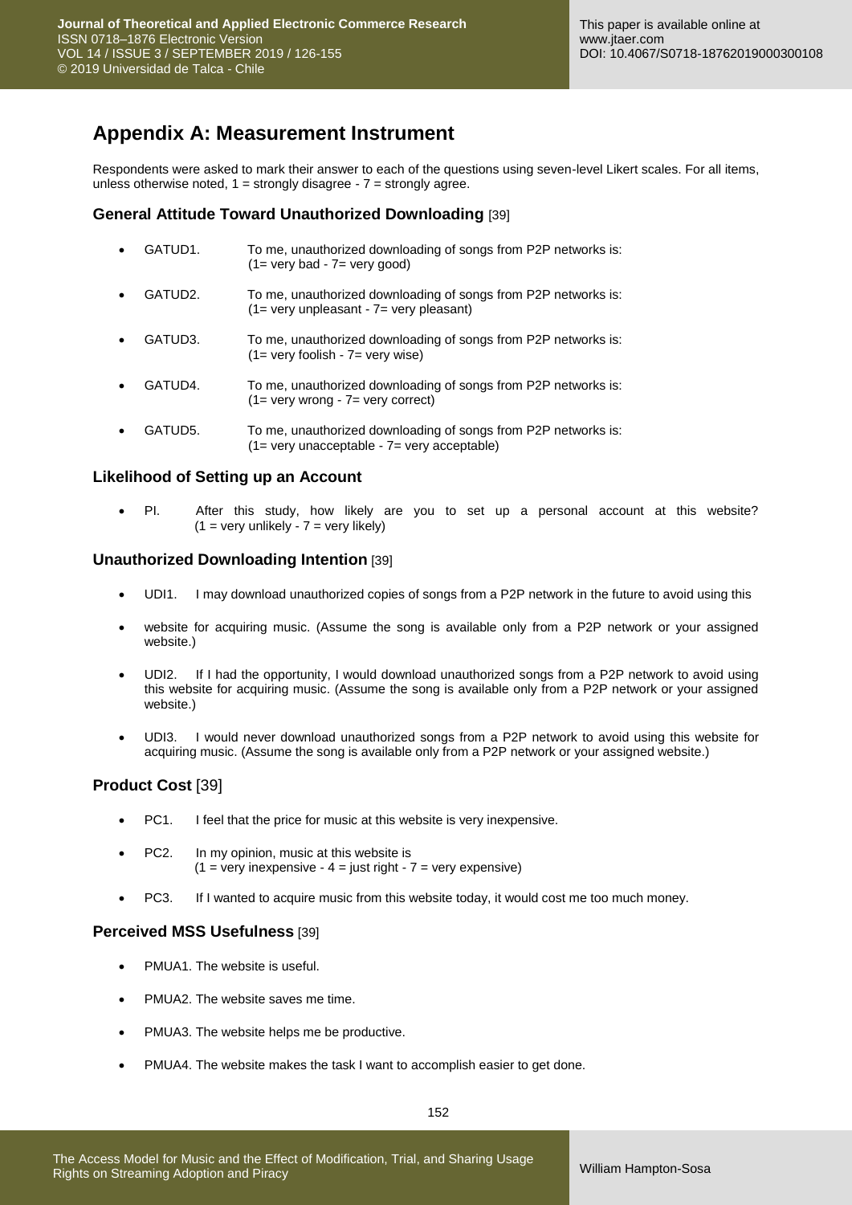## Appendix A: Measurement Instrument

Respondents were asked to mark their answer to each of the questions using seven-level Likert scales. For all items, unless otherwise noted, 1 = strongly disagree - 7 = strongly agree.

### General Attitude Toward Unauthorized Downloading [39]

- GATUD1. To me, unauthorized downloading of songs from P2P networks is: (1= very bad - 7= very good)
- GATUD2. To me, unauthorized downloading of songs from P2P networks is: (1= very unpleasant - 7= very pleasant)
- GATUD3. To me, unauthorized downloading of songs from P2P networks is: (1= very foolish - 7= very wise)
- GATUD4. To me, unauthorized downloading of songs from P2P networks is: (1= very wrong - 7= very correct)
- GATUD5. To me, unauthorized downloading of songs from P2P networks is: (1= very unacceptable - 7= very acceptable)

### Likelihood of Setting up an Account

- PI. After this study, how likely are you to set up a personal account at this website? (1 = very unlikely - 7 = very likely)

### Unauthorized Downloading Intention [39]

- UDI1. I may download unauthorized copies of songs from a P2P network in the future to avoid using this
- website for acquiring music. (Assume the song is available only from a P2P network or your assigned website.)
- UDI2. If I had the opportunity, I would download unauthorized songs from a P2P network to avoid using this website for acquiring music. (Assume the song is available only from a P2P network or your assigned website.)
- UDI3. I would never download unauthorized songs from a P2P network to avoid using this website for acquiring music. (Assume the song is available only from a P2P network or your assigned website.)

### Product Cost [39]

- PC1. I feel that the price for music at this website is very inexpensive.
- PC2. In my opinion, music at this website is (1 = very inexpensive - 4 = just right - 7 = very expensive)
- PC3. If I wanted to acquire music from this website today, it would cost me too much money.

### Perceived MSS Usefulness [39]

- PMUA1. The website is useful.
- PMUA2. The website saves me time.
- PMUA3. The website helps me be productive.
- PMUA4. The website makes the task I want to accomplish easier to get done.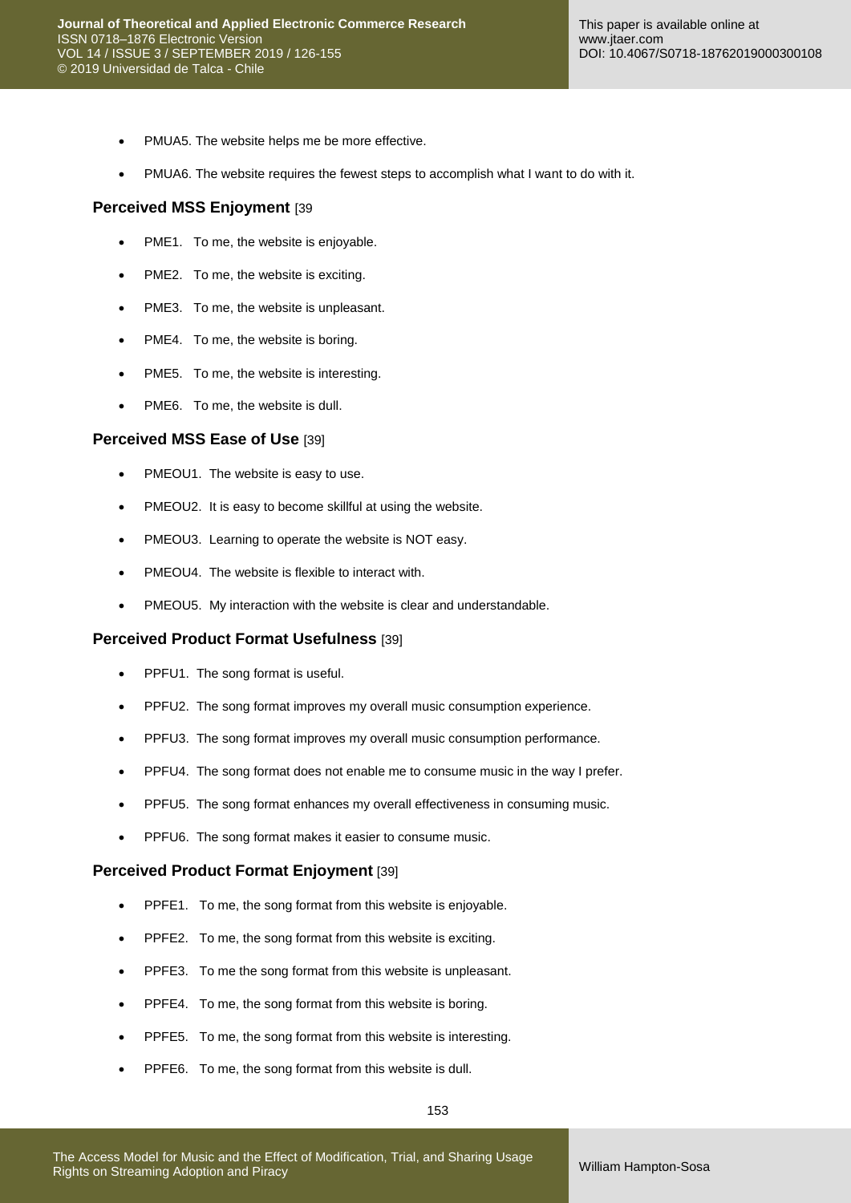- PMUA5. The website helps me be more effective.
- PMUA6. The website requires the fewest steps to accomplish what I want to do with it.

### Perceived MSS Enjoyment [39

- PME1. To me, the website is enjoyable.
- PME2. To me, the website is exciting.
- PME3. To me, the website is unpleasant.
- PME4. To me, the website is boring.
- PME5. To me, the website is interesting.
- PME6. To me, the website is dull.

### Perceived MSS Ease of Use [39]

- PMEOU1. The website is easy to use.
- PMEOU2. It is easy to become skillful at using the website.
- PMEOU3. Learning to operate the website is NOT easy.
- PMEOU4. The website is flexible to interact with.
- PMEOU5. My interaction with the website is clear and understandable.

### Perceived Product Format Usefulness [39]

- PPFU1. The song format is useful.
- PPFU2. The song format improves my overall music consumption experience.
- PPFU3. The song format improves my overall music consumption performance.
- PPFU4. The song format does not enable me to consume music in the way I prefer.
- PPFU5. The song format enhances my overall effectiveness in consuming music.
- PPFU6. The song format makes it easier to consume music.

### Perceived Product Format Enjoyment [39]

- PPFE1. To me, the song format from this website is enjoyable.
- PPFE2. To me, the song format from this website is exciting.
- PPFE3. To me the song format from this website is unpleasant.
- PPFE4. To me, the song format from this website is boring.
- PPFE5. To me, the song format from this website is interesting.
- PPFE6. To me, the song format from this website is dull.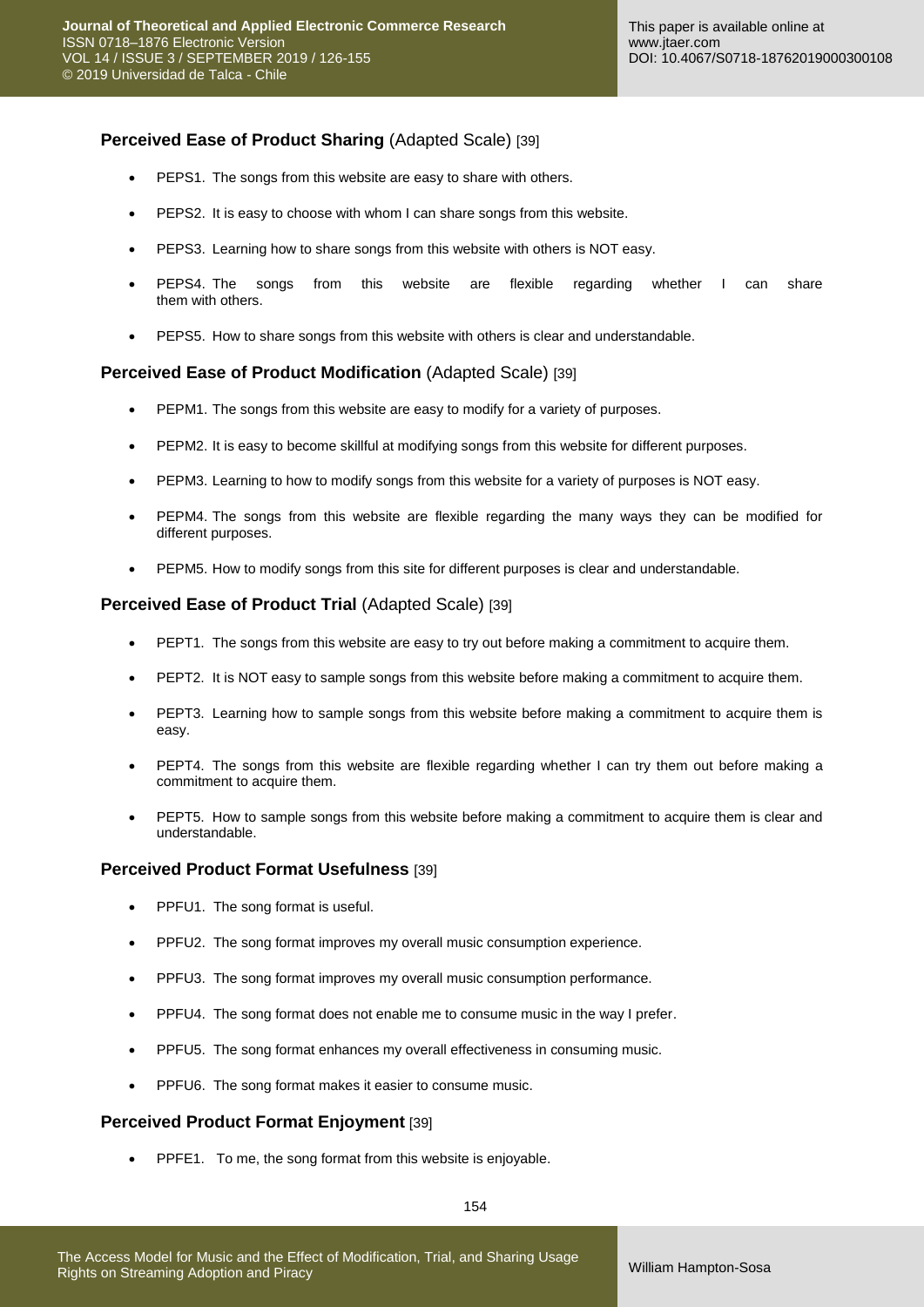### **Perceived Ease of Product Sharing** (Adapted Scale) [39]

- PEPS1. The songs from this website are easy to share with others.
- PEPS2. It is easy to choose with whom I can share songs from this website.
- PEPS3. Learning how to share songs from this website with others is NOT easy.
- PEPS4. The songs from this website are flexible regarding whether I can share them with others.
- PEPS5. How to share songs from this website with others is clear and understandable.

### **Perceived Ease of Product Modification** (Adapted Scale) [39]

- PEPM1. The songs from this website are easy to modify for a variety of purposes.
- PEPM2. It is easy to become skillful at modifying songs from this website for different purposes.
- PEPM3. Learning to how to modify songs from this website for a variety of purposes is NOT easy.
- PEPM4. The songs from this website are flexible regarding the many ways they can be modified for different purposes.
- PEPM5. How to modify songs from this site for different purposes is clear and understandable.

### **Perceived Ease of Product Trial** (Adapted Scale) [39]

- PEPT1. The songs from this website are easy to try out before making a commitment to acquire them.
- PEPT2. It is NOT easy to sample songs from this website before making a commitment to acquire them.
- PEPT3. Learning how to sample songs from this website before making a commitment to acquire them is easy.
- PEPT4. The songs from this website are flexible regarding whether I can try them out before making a commitment to acquire them.
- PEPT5. How to sample songs from this website before making a commitment to acquire them is clear and understandable.

### **Perceived Product Format Usefulness** [39]

- PPFU1. The song format is useful.
- PPFU2. The song format improves my overall music consumption experience.
- PPFU3. The song format improves my overall music consumption performance.
- PPFU4. The song format does not enable me to consume music in the way I prefer.
- PPFU5. The song format enhances my overall effectiveness in consuming music.
- PPFU6. The song format makes it easier to consume music.

### **Perceived Product Format Enjoyment** [39]

- PPFE1. To me, the song format from this website is enjoyable.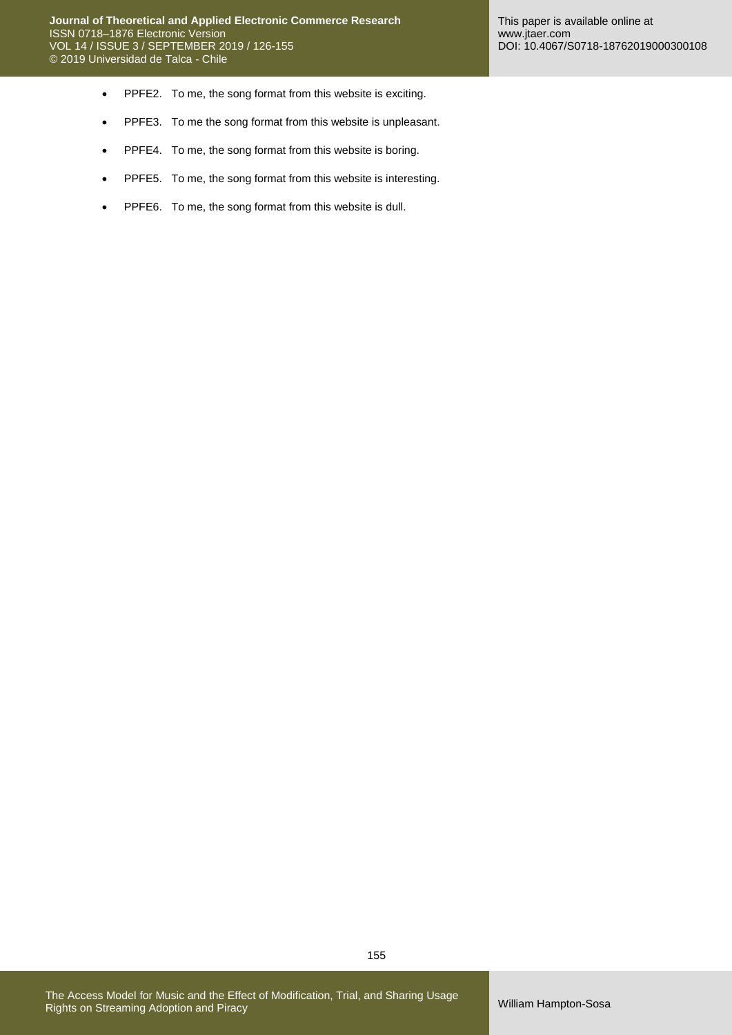- PPFE2. To me, the song format from this website is exciting.
- PPFE3. To me the song format from this website is unpleasant.
- PPFE4. To me, the song format from this website is boring.
- PPFE5. To me, the song format from this website is interesting.
- PPFE6. To me, the song format from this website is dull.